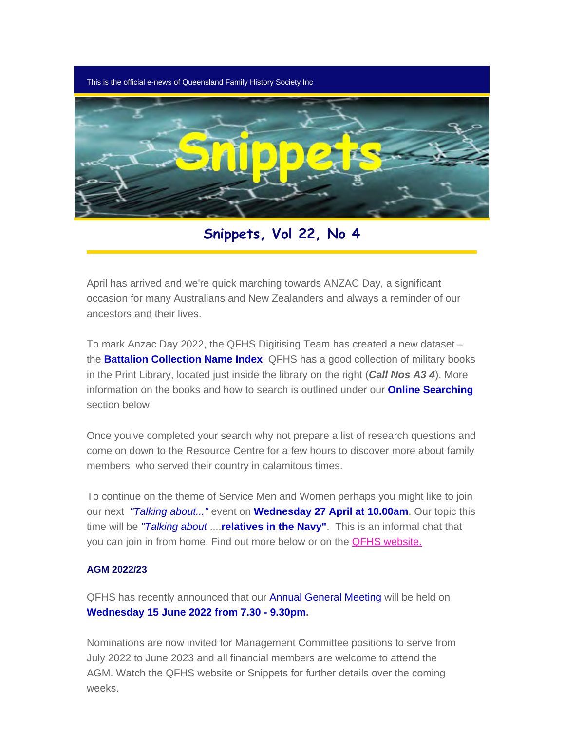This is the official e-news of Queensland Family History Society Inc

# Snippets

## Snippets, Vol 22, No 4

April has arrived and we're quick marching towards ANZAC Day, a significant occasion for many Australians and New Zealanders and always a reminder of our ancestors and their lives.

To mark Anzac Day 2022, the QFHS Digitising Team has created a new dataset – the **Battalion Collection Name Index**. QFHS has a good collection of military books in the Print Library, located just inside the library on the right (***Call Nos A3 4***). More information on the books and how to search is outlined under our **Online Searching** section below.

Once you've completed your search why not prepare a list of research questions and come on down to the Resource Centre for a few hours to discover more about family members who served their country in calamitous times.

To continue on the theme of Service Men and Women perhaps you might like to join our next *"Talking about..."* event on **Wednesday 27 April at 10.00am**. Our topic this time will be *"Talking about* ....**relatives in the Navy"**. This is an informal chat that you can join in from home. Find out more below or on the QFHS website.

**AGM 2022/23**

QFHS has recently announced that our Annual General Meeting will be held on **Wednesday 15 June 2022 from 7.30 - 9.30pm.**

Nominations are now invited for Management Committee positions to serve from July 2022 to June 2023 and all financial members are welcome to attend the AGM. Watch the QFHS website or Snippets for further details over the coming weeks.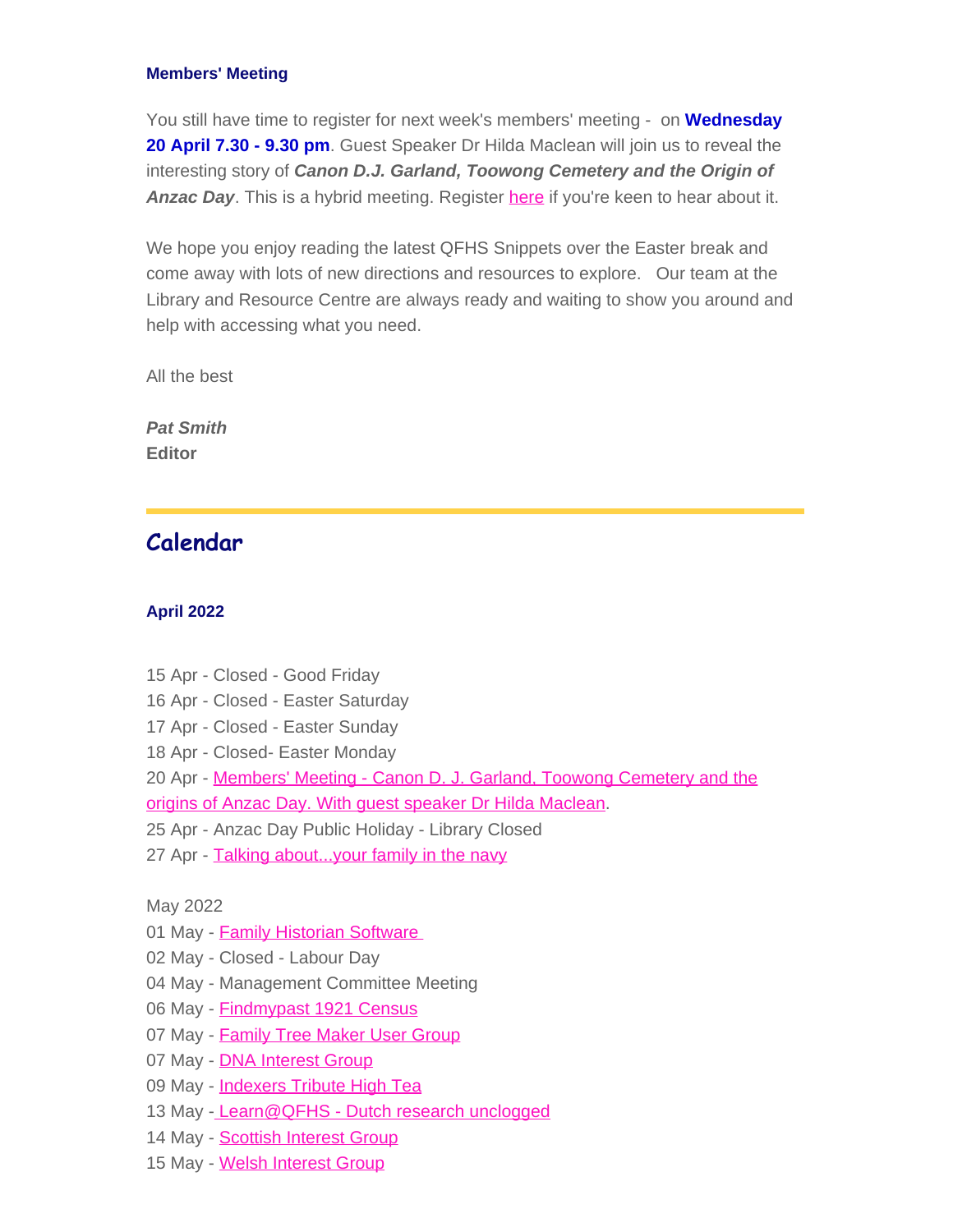**Members' Meeting**

You still have time to register for next week's members' meeting - on **Wednesday 20 April 7.30 - 9.30 pm**. Guest Speaker Dr Hilda Maclean will join us to reveal the interesting story of ***Canon D.J. Garland, Toowong Cemetery and the Origin of Anzac Day***. This is a hybrid meeting. Register here if you're keen to hear about it.

We hope you enjoy reading the latest QFHS Snippets over the Easter break and come away with lots of new directions and resources to explore. Our team at the Library and Resource Centre are always ready and waiting to show you around and help with accessing what you need.

All the best

***Pat Smith***
**Editor**

---

## Calendar

**April 2022**

15 Apr - Closed - Good Friday
16 Apr - Closed - Easter Saturday
17 Apr - Closed - Easter Sunday
18 Apr - Closed- Easter Monday
20 Apr - Members' Meeting - Canon D. J. Garland, Toowong Cemetery and the origins of Anzac Day. With guest speaker Dr Hilda Maclean.
25 Apr - Anzac Day Public Holiday - Library Closed
27 Apr - Talking about...your family in the navy

May 2022
01 May - Family Historian Software
02 May - Closed - Labour Day
04 May - Management Committee Meeting
06 May - Findmypast 1921 Census
07 May - Family Tree Maker User Group
07 May - DNA Interest Group
09 May - Indexers Tribute High Tea
13 May - Learn@QFHS - Dutch research unclogged
14 May - Scottish Interest Group
15 May - Welsh Interest Group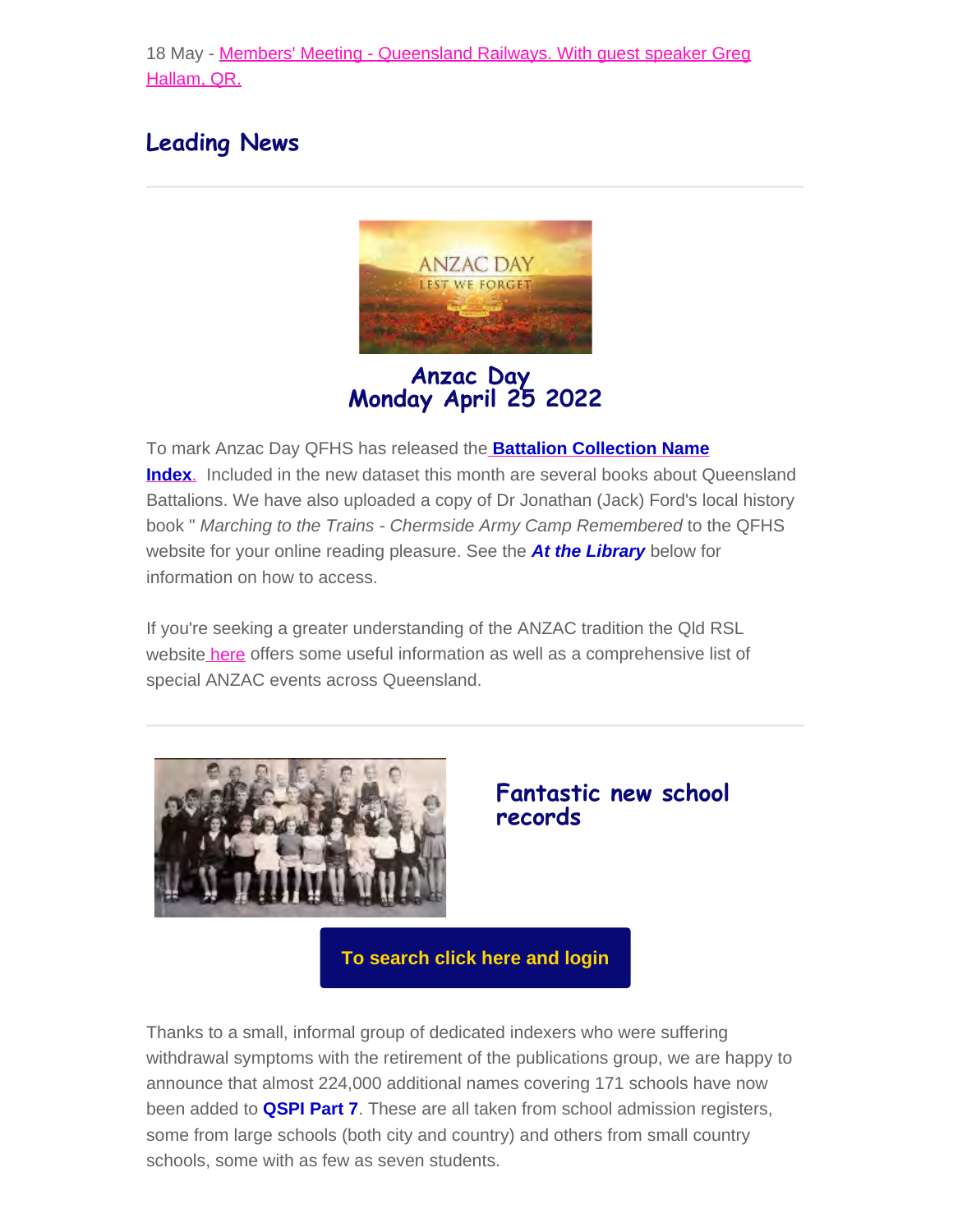18 May - Members' Meeting - Queensland Railways. With guest speaker Greg Hallam, QR.

## Leading News

### Anzac Day
### Monday April 25 2022

To mark Anzac Day QFHS has released the **Battalion Collection Name Index**. Included in the new dataset this month are several books about Queensland Battalions. We have also uploaded a copy of Dr Jonathan (Jack) Ford's local history book " *Marching to the Trains - Chermside Army Camp Remembered* to the QFHS website for your online reading pleasure. See the ***At the Library*** below for information on how to access.

If you're seeking a greater understanding of the ANZAC tradition the Qld RSL website here offers some useful information as well as a comprehensive list of special ANZAC events across Queensland.

### Fantastic new school records

**To search click here and login**

Thanks to a small, informal group of dedicated indexers who were suffering withdrawal symptoms with the retirement of the publications group, we are happy to announce that almost 224,000 additional names covering 171 schools have now been added to **QSPI Part 7**. These are all taken from school admission registers, some from large schools (both city and country) and others from small country schools, some with as few as seven students.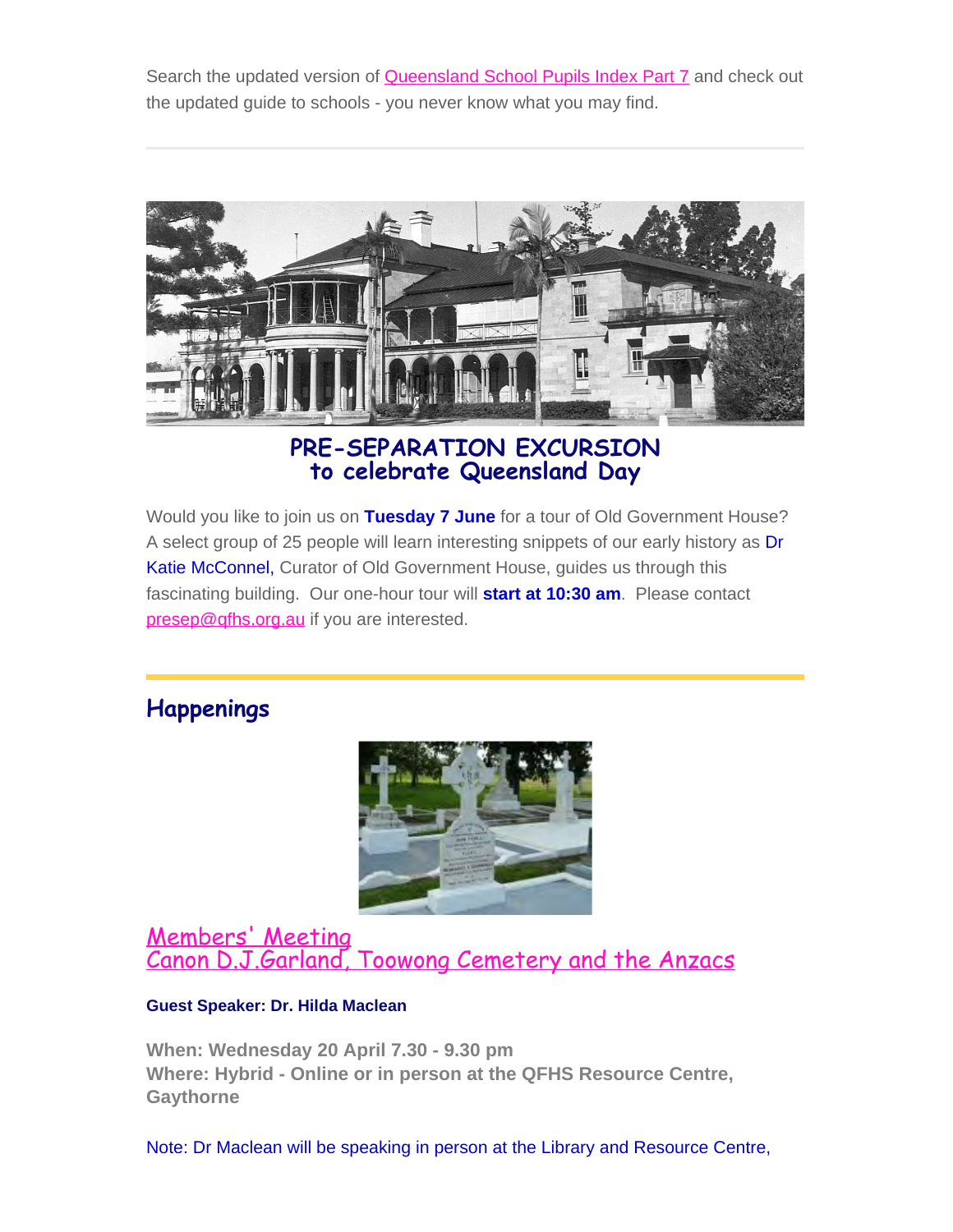Search the updated version of Queensland School Pupils Index Part 7 and check out the updated guide to schools - you never know what you may find.

---

## PRE-SEPARATION EXCURSION
## to celebrate Queensland Day

Would you like to join us on **Tuesday 7 June** for a tour of Old Government House? A select group of 25 people will learn interesting snippets of our early history as Dr Katie McConnel, Curator of Old Government House, guides us through this fascinating building. Our one-hour tour will **start at 10:30 am**. Please contact presep@qfhs.org.au if you are interested.

---

## Happenings

### Members' Meeting
### Canon D.J.Garland, Toowong Cemetery and the Anzacs

**Guest Speaker: Dr. Hilda Maclean**

**When: Wednesday 20 April 7.30 - 9.30 pm**
**Where: Hybrid - Online or in person at the QFHS Resource Centre, Gaythorne**

Note: Dr Maclean will be speaking in person at the Library and Resource Centre,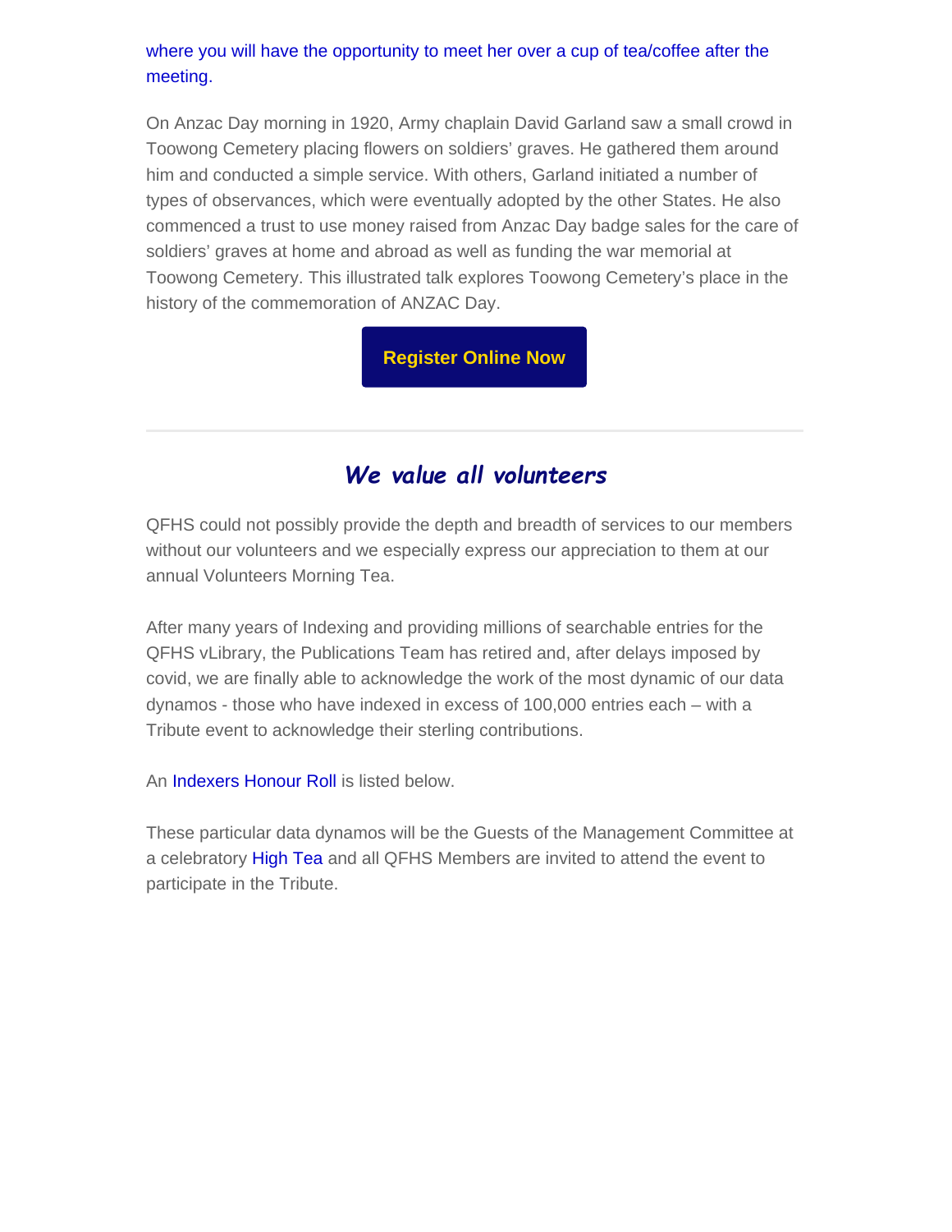where you will have the opportunity to meet her over a cup of tea/coffee after the meeting.

On Anzac Day morning in 1920, Army chaplain David Garland saw a small crowd in Toowong Cemetery placing flowers on soldiers' graves. He gathered them around him and conducted a simple service. With others, Garland initiated a number of types of observances, which were eventually adopted by the other States. He also commenced a trust to use money raised from Anzac Day badge sales for the care of soldiers' graves at home and abroad as well as funding the war memorial at Toowong Cemetery. This illustrated talk explores Toowong Cemetery's place in the history of the commemoration of ANZAC Day.

**Register Online Now**

---

## *We value all volunteers*

QFHS could not possibly provide the depth and breadth of services to our members without our volunteers and we especially express our appreciation to them at our annual Volunteers Morning Tea.

After many years of Indexing and providing millions of searchable entries for the QFHS vLibrary, the Publications Team has retired and, after delays imposed by covid, we are finally able to acknowledge the work of the most dynamic of our data dynamos - those who have indexed in excess of 100,000 entries each – with a Tribute event to acknowledge their sterling contributions.

An Indexers Honour Roll is listed below.

These particular data dynamos will be the Guests of the Management Committee at a celebratory High Tea and all QFHS Members are invited to attend the event to participate in the Tribute.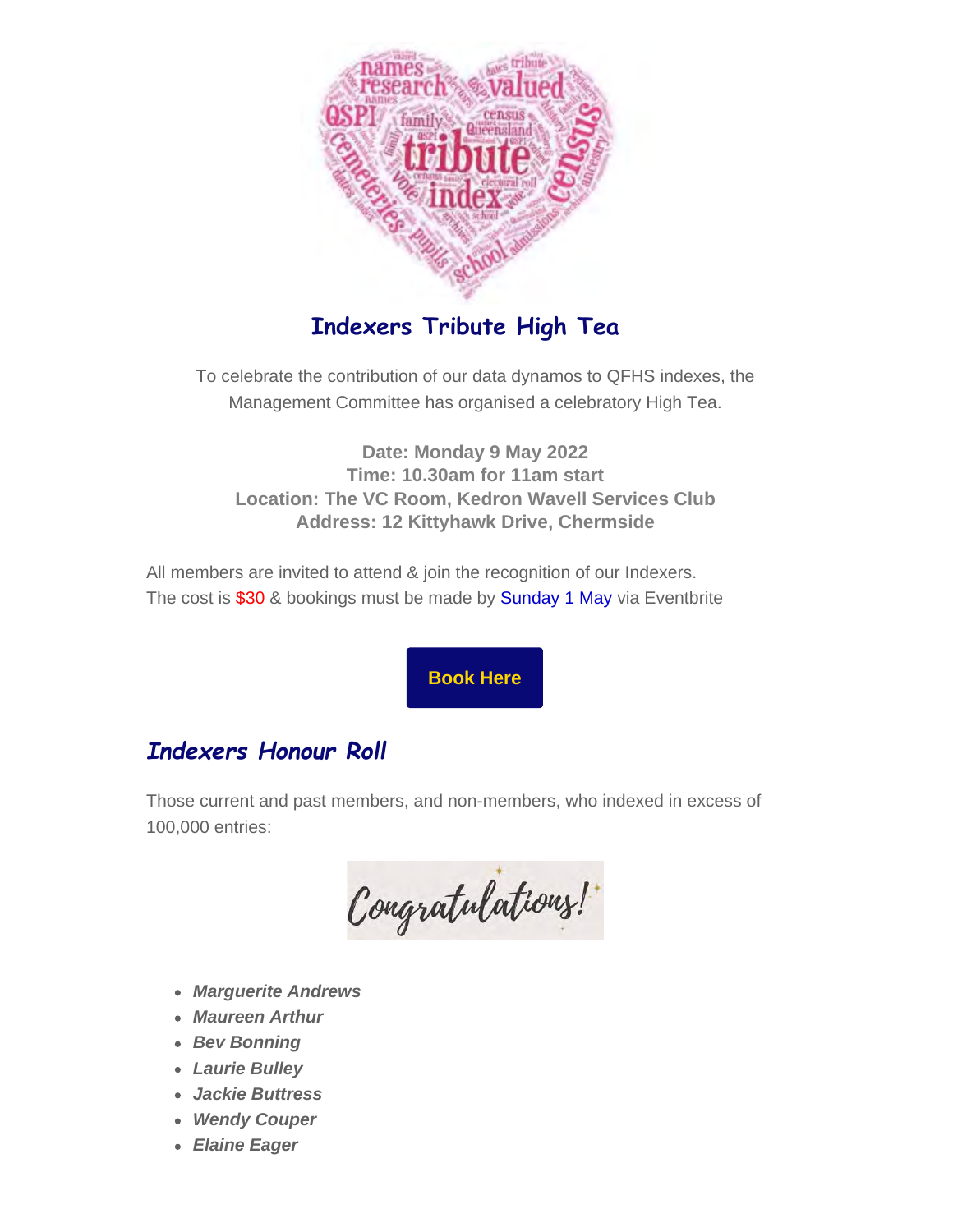## Indexers Tribute High Tea

To celebrate the contribution of our data dynamos to QFHS indexes, the Management Committee has organised a celebratory High Tea.

**Date: Monday 9 May 2022**
**Time: 10.30am for 11am start**
**Location: The VC Room, Kedron Wavell Services Club**
**Address: 12 Kittyhawk Drive, Chermside**

All members are invited to attend & join the recognition of our Indexers.
The cost is $30 & bookings must be made by Sunday 1 May via Eventbrite

**Book Here**

## *Indexers Honour Roll*

Those current and past members, and non-members, who indexed in excess of 100,000 entries:

Congratulations!

- ***Marguerite Andrews***
- ***Maureen Arthur***
- ***Bev Bonning***
- ***Laurie Bulley***
- ***Jackie Buttress***
- ***Wendy Couper***
- ***Elaine Eager***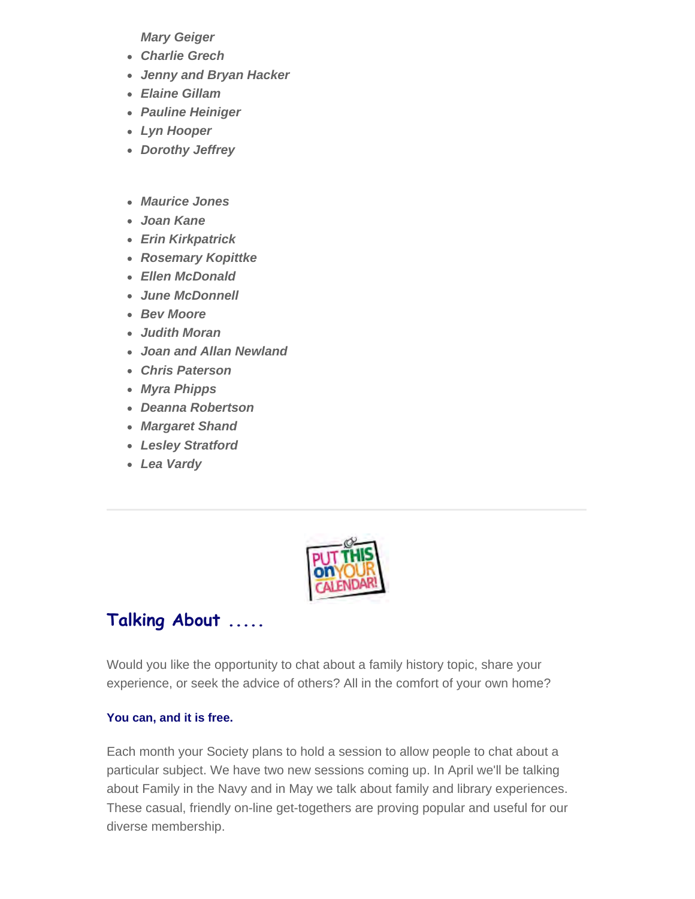*Mary Geiger*

- *Charlie Grech*
- *Jenny and Bryan Hacker*
- *Elaine Gillam*
- *Pauline Heiniger*
- *Lyn Hooper*
- *Dorothy Jeffrey*

- *Maurice Jones*
- *Joan Kane*
- *Erin Kirkpatrick*
- *Rosemary Kopittke*
- *Ellen McDonald*
- *June McDonnell*
- *Bev Moore*
- *Judith Moran*
- *Joan and Allan Newland*
- *Chris Paterson*
- *Myra Phipps*
- *Deanna Robertson*
- *Margaret Shand*
- *Lesley Stratford*
- *Lea Vardy*

---

## Talking About .....

Would you like the opportunity to chat about a family history topic, share your experience, or seek the advice of others? All in the comfort of your own home?

**You can, and it is free.**

Each month your Society plans to hold a session to allow people to chat about a particular subject. We have two new sessions coming up. In April we'll be talking about Family in the Navy and in May we talk about family and library experiences. These casual, friendly on-line get-togethers are proving popular and useful for our diverse membership.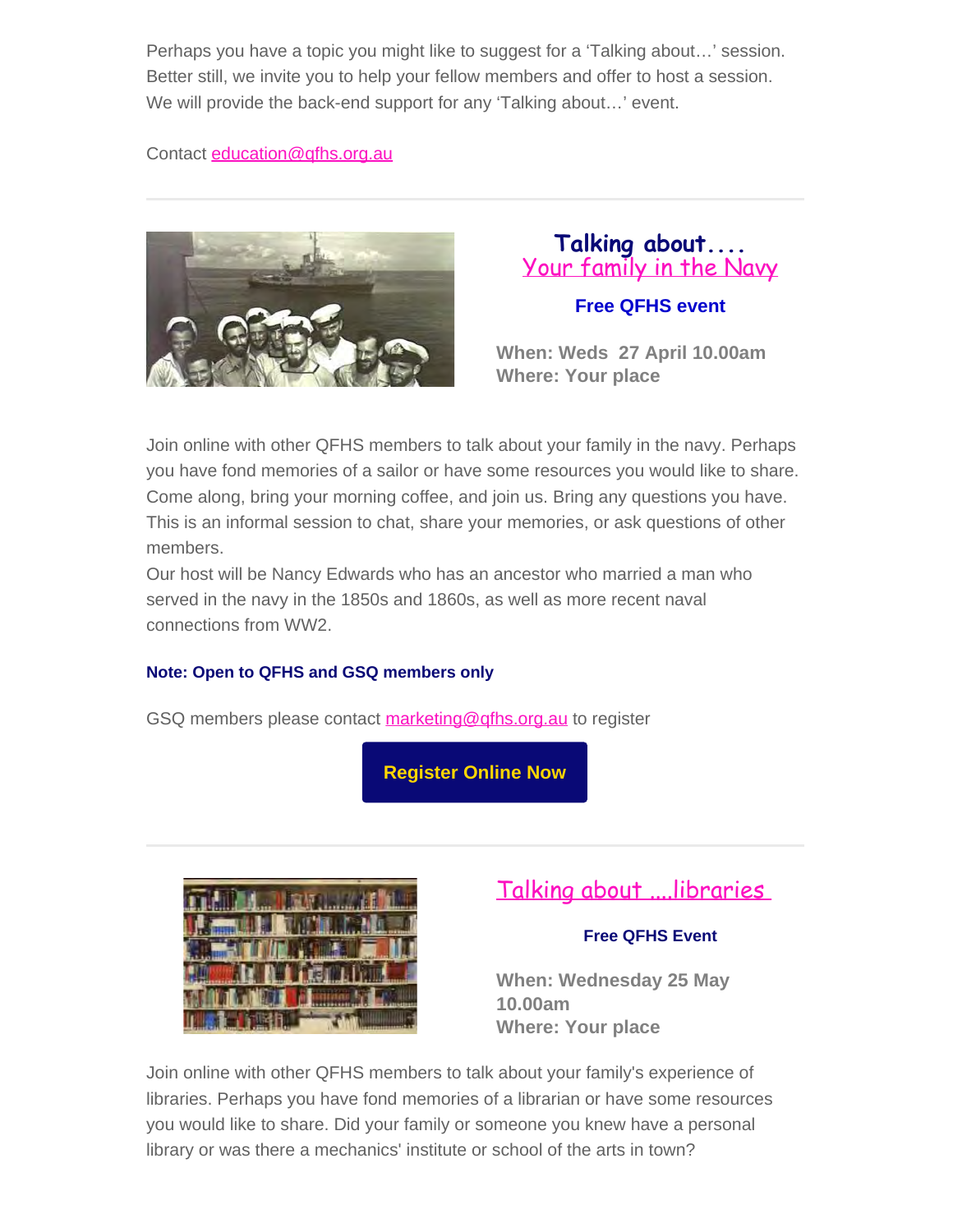Perhaps you have a topic you might like to suggest for a 'Talking about…' session. Better still, we invite you to help your fellow members and offer to host a session. We will provide the back-end support for any 'Talking about…' event.

Contact [education@qfhs.org.au](mailto:education@qfhs.org.au)

---

## Talking about....
## Your family in the Navy

**Free QFHS event**

**When: Weds 27 April 10.00am**
**Where: Your place**

Join online with other QFHS members to talk about your family in the navy. Perhaps you have fond memories of a sailor or have some resources you would like to share. Come along, bring your morning coffee, and join us. Bring any questions you have. This is an informal session to chat, share your memories, or ask questions of other members.

Our host will be Nancy Edwards who has an ancestor who married a man who served in the navy in the 1850s and 1860s, as well as more recent naval connections from WW2.

**Note: Open to QFHS and GSQ members only**

GSQ members please contact [marketing@qfhs.org.au](mailto:marketing@qfhs.org.au) to register

**Register Online Now**

---

## Talking about ....libraries

**Free QFHS Event**

**When: Wednesday 25 May 10.00am**
**Where: Your place**

Join online with other QFHS members to talk about your family's experience of libraries. Perhaps you have fond memories of a librarian or have some resources you would like to share. Did your family or someone you knew have a personal library or was there a mechanics' institute or school of the arts in town?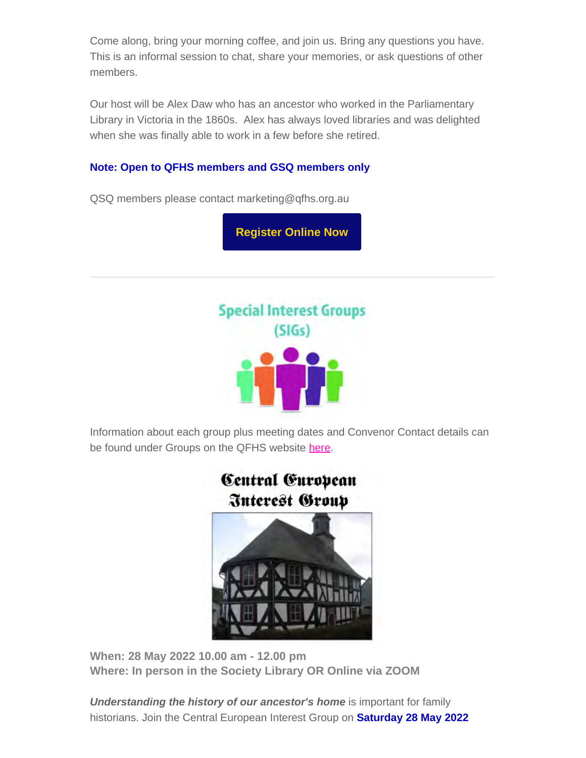Come along, bring your morning coffee, and join us. Bring any questions you have. This is an informal session to chat, share your memories, or ask questions of other members.

Our host will be Alex Daw who has an ancestor who worked in the Parliamentary Library in Victoria in the 1860s. Alex has always loved libraries and was delighted when she was finally able to work in a few before she retired.

**Note: Open to QFHS members and GSQ members only**

QSQ members please contact marketing@qfhs.org.au

**Register Online Now**

---

## Special Interest Groups (SIGs)

Information about each group plus meeting dates and Convenor Contact details can be found under Groups on the QFHS website here.

## Central European Interest Group

**When: 28 May 2022 10.00 am - 12.00 pm**
**Where: In person in the Society Library OR Online via ZOOM**

***Understanding the history of our ancestor's home*** is important for family historians. Join the Central European Interest Group on **Saturday 28 May 2022**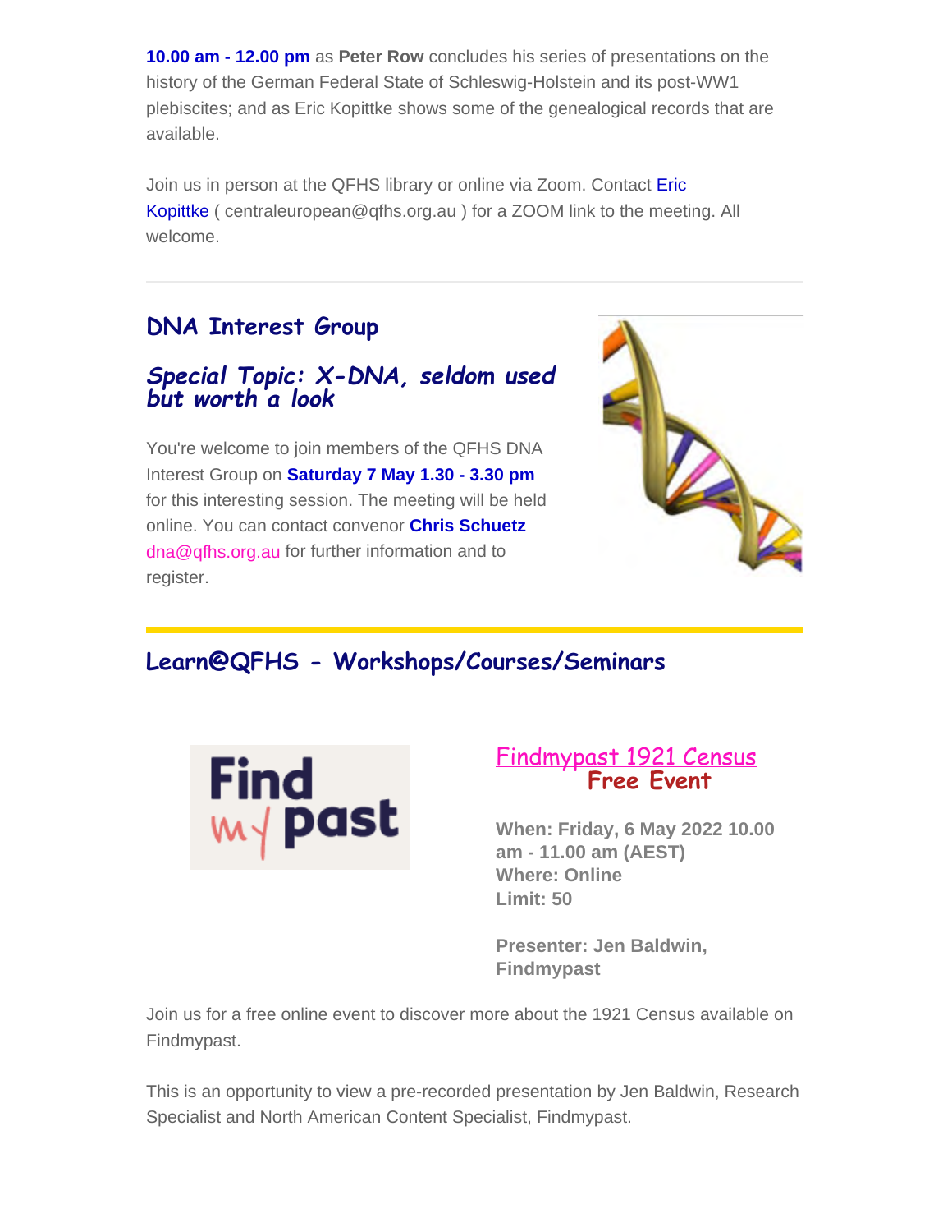**10.00 am - 12.00 pm** as **Peter Row** concludes his series of presentations on the history of the German Federal State of Schleswig-Holstein and its post-WW1 plebiscites; and as Eric Kopittke shows some of the genealogical records that are available.

Join us in person at the QFHS library or online via Zoom. Contact Eric Kopittke ( centraleuropean@qfhs.org.au ) for a ZOOM link to the meeting. All welcome.

---

## DNA Interest Group

### *Special Topic: X-DNA, seldom used but worth a look*

You're welcome to join members of the QFHS DNA Interest Group on **Saturday 7 May 1.30 - 3.30 pm** for this interesting session. The meeting will be held online. You can contact convenor **Chris Schuetz** dna@qfhs.org.au for further information and to register.

---

## Learn@QFHS - Workshops/Courses/Seminars

### Findmypast 1921 Census
### Free Event

**When: Friday, 6 May 2022 10.00 am - 11.00 am (AEST)**
**Where: Online**
**Limit: 50**

**Presenter: Jen Baldwin, Findmypast**

Join us for a free online event to discover more about the 1921 Census available on Findmypast.

This is an opportunity to view a pre-recorded presentation by Jen Baldwin, Research Specialist and North American Content Specialist, Findmypast.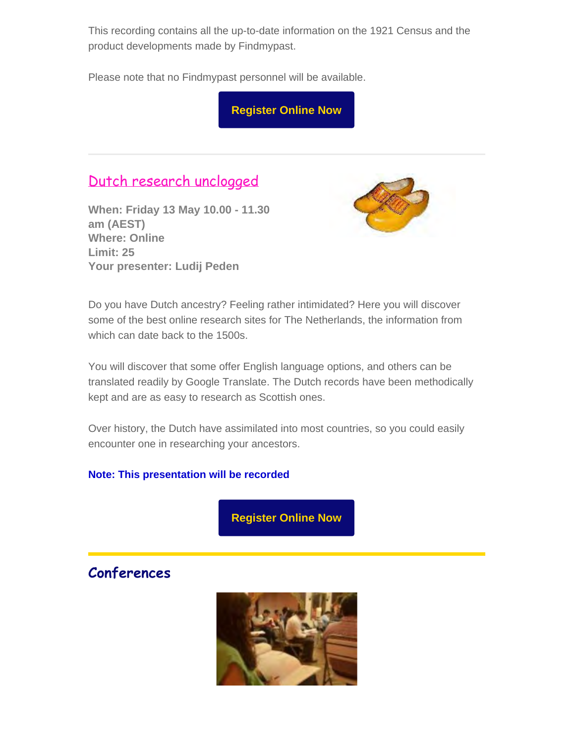This recording contains all the up-to-date information on the 1921 Census and the product developments made by Findmypast.

Please note that no Findmypast personnel will be available.

**Register Online Now**

---

## Dutch research unclogged

**When: Friday 13 May 10.00 - 11.30 am (AEST)**
**Where: Online**
**Limit: 25**
**Your presenter: Ludij Peden**

Do you have Dutch ancestry? Feeling rather intimidated? Here you will discover some of the best online research sites for The Netherlands, the information from which can date back to the 1500s.

You will discover that some offer English language options, and others can be translated readily by Google Translate. The Dutch records have been methodically kept and are as easy to research as Scottish ones.

Over history, the Dutch have assimilated into most countries, so you could easily encounter one in researching your ancestors.

**Note: This presentation will be recorded**

**Register Online Now**

---

## Conferences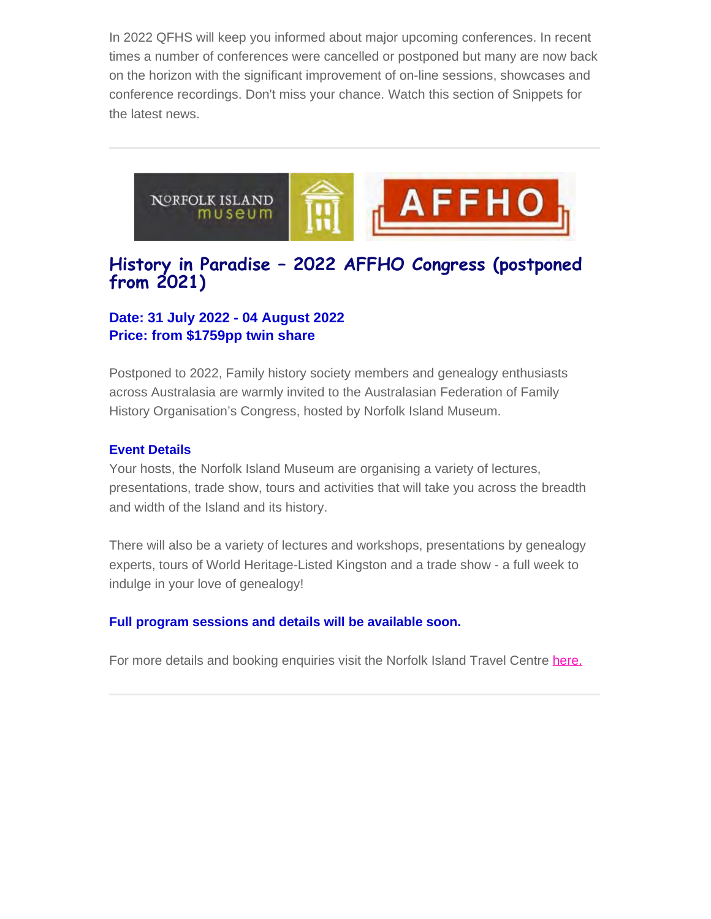In 2022 QFHS will keep you informed about major upcoming conferences. In recent times a number of conferences were cancelled or postponed but many are now back on the horizon with the significant improvement of on-line sessions, showcases and conference recordings. Don't miss your chance. Watch this section of Snippets for the latest news.

---

## History in Paradise – 2022 AFFHO Congress (postponed from 2021)

**Date: 31 July 2022 - 04 August 2022**
**Price: from $1759pp twin share**

Postponed to 2022, Family history society members and genealogy enthusiasts across Australasia are warmly invited to the Australasian Federation of Family History Organisation's Congress, hosted by Norfolk Island Museum.

**Event Details**
Your hosts, the Norfolk Island Museum are organising a variety of lectures, presentations, trade show, tours and activities that will take you across the breadth and width of the Island and its history.

There will also be a variety of lectures and workshops, presentations by genealogy experts, tours of World Heritage-Listed Kingston and a trade show - a full week to indulge in your love of genealogy!

**Full program sessions and details will be available soon.**

For more details and booking enquiries visit the Norfolk Island Travel Centre here.

---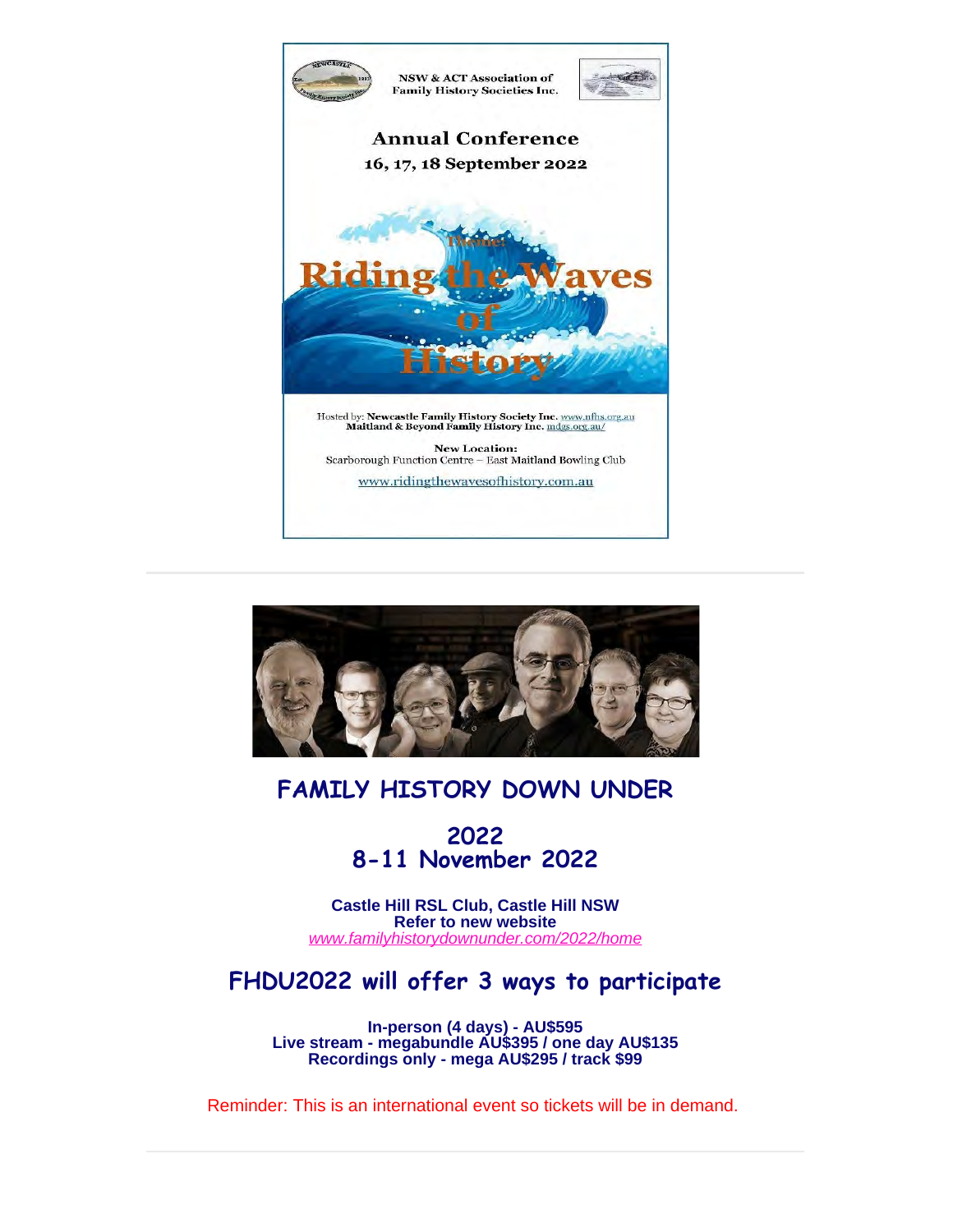NSW & ACT Association of Family History Societies Inc.

## Annual Conference

**16, 17, 18 September 2022**

Theme:

# Riding the Waves of History

Hosted by: **Newcastle Family History Society Inc.** www.nfhs.org.au
**Maitland & Beyond Family History Inc.** mdgs.org.au/

**New Location:**
Scarborough Function Centre – East Maitland Bowling Club

www.ridingthewavesofhistory.com.au

---

## FAMILY HISTORY DOWN UNDER

## 2022
## 8-11 November 2022

**Castle Hill RSL Club, Castle Hill NSW**
**Refer to new website**
*www.familyhistorydownunder.com/2022/home*

## FHDU2022 will offer 3 ways to participate

**In-person (4 days) - AU$595**
**Live stream - megabundle AU$395 / one day AU$135**
**Recordings only - mega AU$295 / track $99**

Reminder: This is an international event so tickets will be in demand.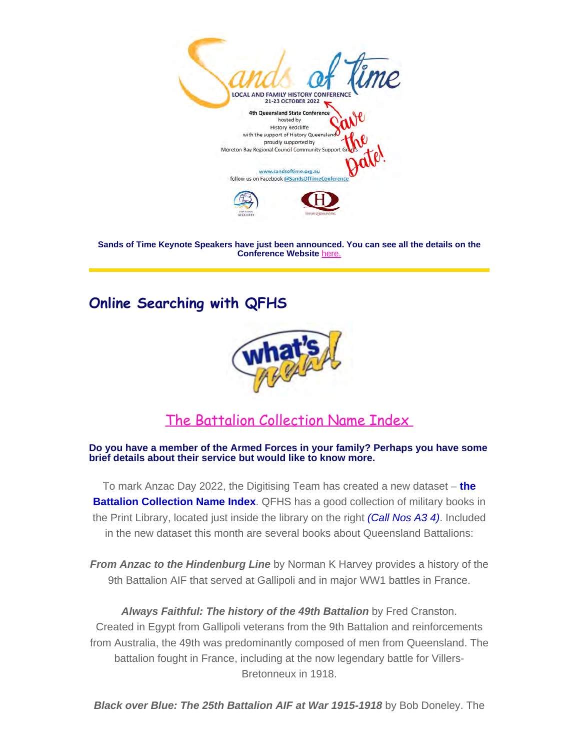Sands of Time

LOCAL AND FAMILY HISTORY CONFERENCE
21-23 OCTOBER 2022

4th Queensland State Conference
hosted by
History Redcliffe
with the support of History Queensland
proudly supported by
Moreton Bay Regional Council Community Support Grants

Save the Date!

www.sandsoftime.org.au
follow us on Facebook @SandsOfTimeConference

**Sands of Time Keynote Speakers have just been announced. You can see all the details on the Conference Website here.**

---

## Online Searching with QFHS

what's new!

### The Battalion Collection Name Index

**Do you have a member of the Armed Forces in your family? Perhaps you have some brief details about their service but would like to know more.**

To mark Anzac Day 2022, the Digitising Team has created a new dataset – **the Battalion Collection Name Index**. QFHS has a good collection of military books in the Print Library, located just inside the library on the right *(Call Nos A3 4)*. Included in the new dataset this month are several books about Queensland Battalions:

***From Anzac to the Hindenburg Line*** by Norman K Harvey provides a history of the 9th Battalion AIF that served at Gallipoli and in major WW1 battles in France.

***Always Faithful: The history of the 49th Battalion*** by Fred Cranston. Created in Egypt from Gallipoli veterans from the 9th Battalion and reinforcements from Australia, the 49th was predominantly composed of men from Queensland. The battalion fought in France, including at the now legendary battle for Villers-Bretonneux in 1918.

***Black over Blue: The 25th Battalion AIF at War 1915-1918*** by Bob Doneley. The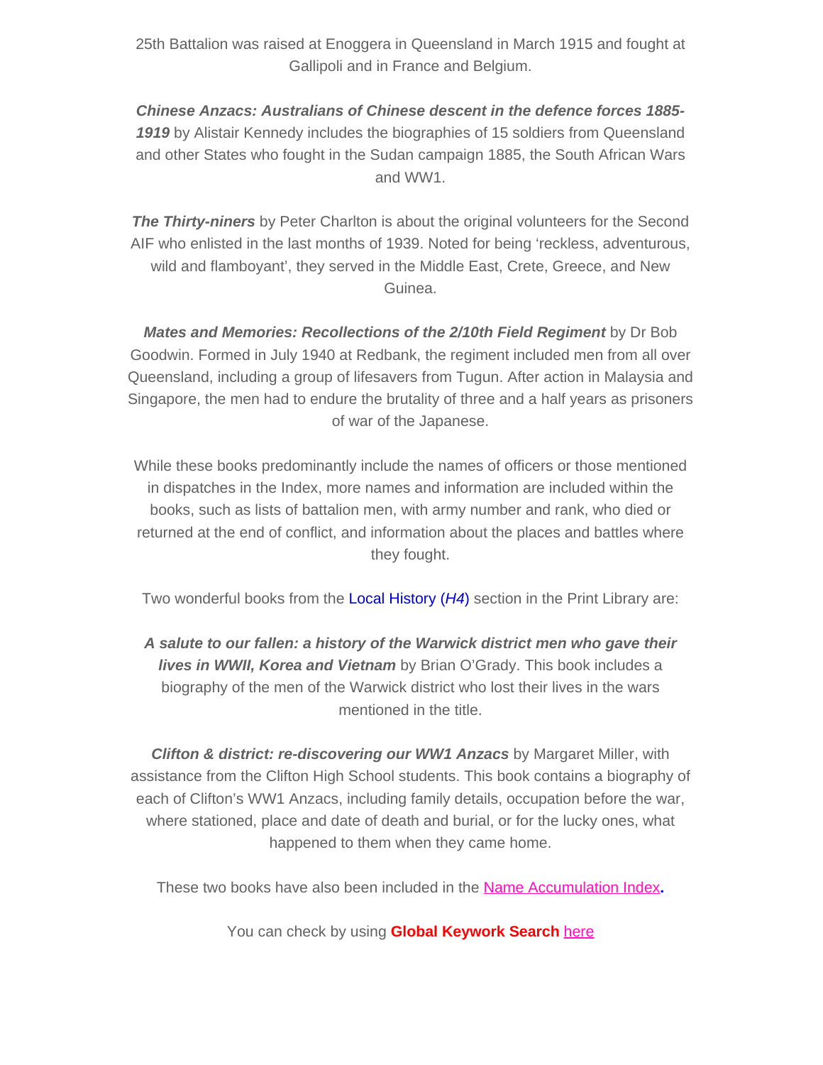25th Battalion was raised at Enoggera in Queensland in March 1915 and fought at Gallipoli and in France and Belgium.

***Chinese Anzacs: Australians of Chinese descent in the defence forces 1885-1919*** by Alistair Kennedy includes the biographies of 15 soldiers from Queensland and other States who fought in the Sudan campaign 1885, the South African Wars and WW1.

***The Thirty-niners*** by Peter Charlton is about the original volunteers for the Second AIF who enlisted in the last months of 1939. Noted for being 'reckless, adventurous, wild and flamboyant', they served in the Middle East, Crete, Greece, and New Guinea.

***Mates and Memories: Recollections of the 2/10th Field Regiment*** by Dr Bob Goodwin. Formed in July 1940 at Redbank, the regiment included men from all over Queensland, including a group of lifesavers from Tugun. After action in Malaysia and Singapore, the men had to endure the brutality of three and a half years as prisoners of war of the Japanese.

While these books predominantly include the names of officers or those mentioned in dispatches in the Index, more names and information are included within the books, such as lists of battalion men, with army number and rank, who died or returned at the end of conflict, and information about the places and battles where they fought.

Two wonderful books from the Local History (*H4*) section in the Print Library are:

***A salute to our fallen: a history of the Warwick district men who gave their lives in WWII, Korea and Vietnam*** by Brian O'Grady. This book includes a biography of the men of the Warwick district who lost their lives in the wars mentioned in the title.

***Clifton & district: re-discovering our WW1 Anzacs*** by Margaret Miller, with assistance from the Clifton High School students. This book contains a biography of each of Clifton's WW1 Anzacs, including family details, occupation before the war, where stationed, place and date of death and burial, or for the lucky ones, what happened to them when they came home.

These two books have also been included in the Name Accumulation Index**.**

You can check by using **Global Keywork Search** here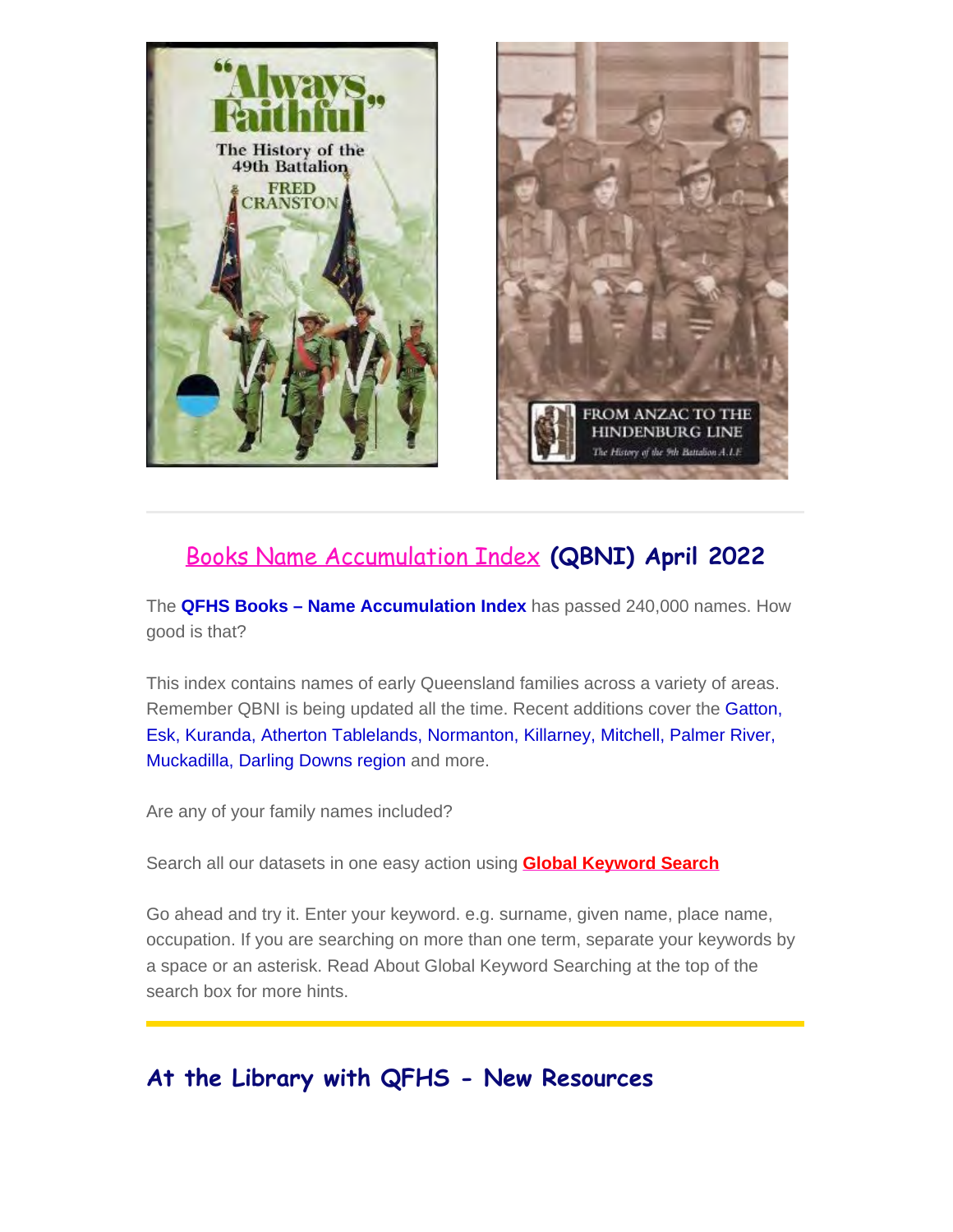## Books Name Accumulation Index (QBNI) April 2022

The **QFHS Books – Name Accumulation Index** has passed 240,000 names. How good is that?

This index contains names of early Queensland families across a variety of areas. Remember QBNI is being updated all the time. Recent additions cover the Gatton, Esk, Kuranda, Atherton Tablelands, Normanton, Killarney, Mitchell, Palmer River, Muckadilla, Darling Downs region and more.

Are any of your family names included?

Search all our datasets in one easy action using **Global Keyword Search**

Go ahead and try it. Enter your keyword. e.g. surname, given name, place name, occupation. If you are searching on more than one term, separate your keywords by a space or an asterisk. Read About Global Keyword Searching at the top of the search box for more hints.

## At the Library with QFHS - New Resources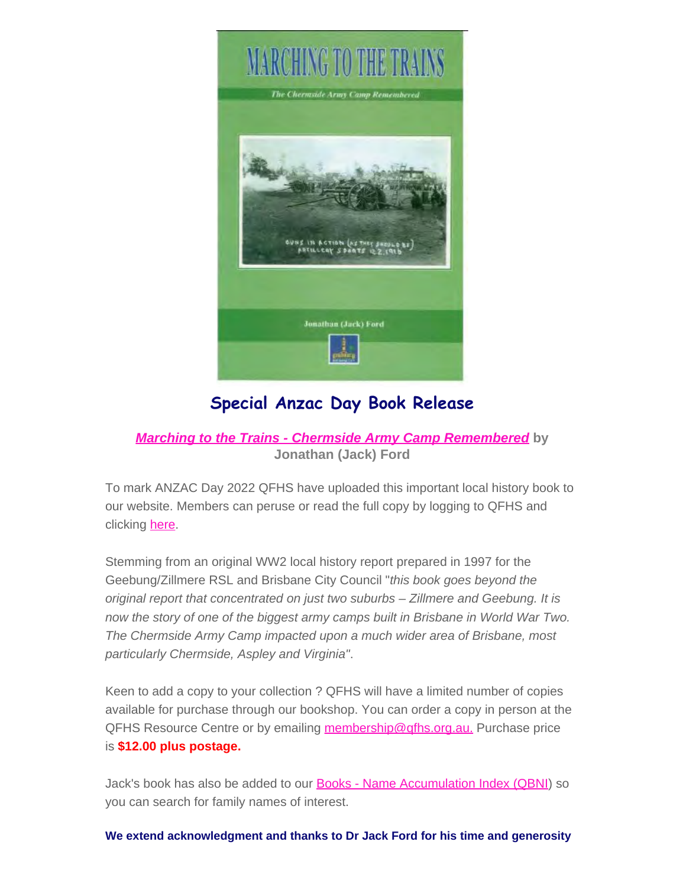## Special Anzac Day Book Release

***Marching to the Trains - Chermside Army Camp Remembered*** **by Jonathan (Jack) Ford**

To mark ANZAC Day 2022 QFHS have uploaded this important local history book to our website. Members can peruse or read the full copy by logging to QFHS and clicking here.

Stemming from an original WW2 local history report prepared in 1997 for the Geebung/Zillmere RSL and Brisbane City Council "*this book goes beyond the original report that concentrated on just two suburbs – Zillmere and Geebung. It is now the story of one of the biggest army camps built in Brisbane in World War Two. The Chermside Army Camp impacted upon a much wider area of Brisbane, most particularly Chermside, Aspley and Virginia*".

Keen to add a copy to your collection ? QFHS will have a limited number of copies available for purchase through our bookshop. You can order a copy in person at the QFHS Resource Centre or by emailing membership@qfhs.org.au. Purchase price is **$12.00 plus postage.**

Jack's book has also be added to our Books - Name Accumulation Index (QBNI) so you can search for family names of interest.

**We extend acknowledgment and thanks to Dr Jack Ford for his time and generosity**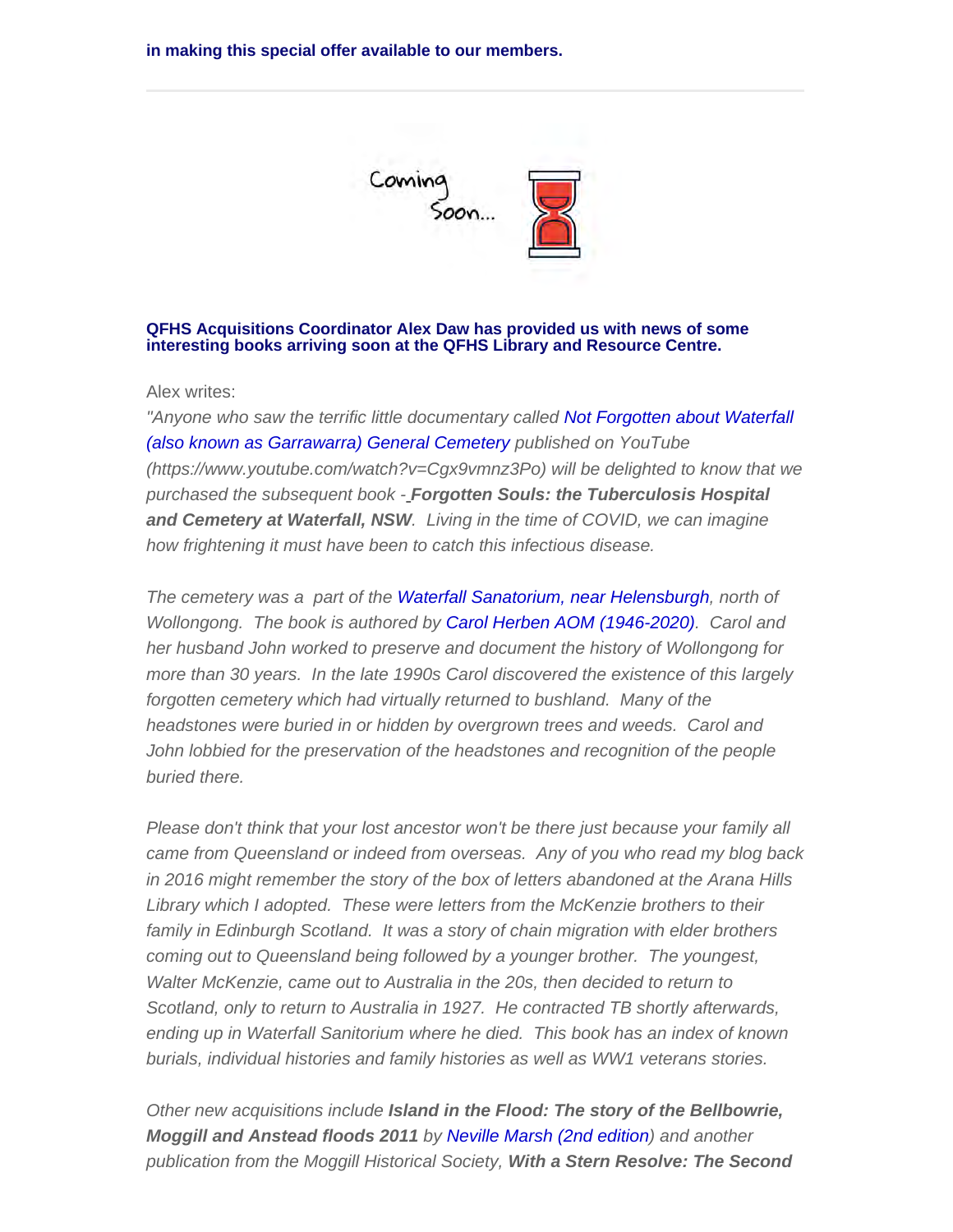**in making this special offer available to our members.**

---

Coming Soon...

**QFHS Acquisitions Coordinator Alex Daw has provided us with news of some interesting books arriving soon at the QFHS Library and Resource Centre.**

Alex writes:

*"Anyone who saw the terrific little documentary called Not Forgotten about Waterfall (also known as Garrawarra) General Cemetery published on YouTube (https://www.youtube.com/watch?v=Cgx9vmnz3Po) will be delighted to know that we purchased the subsequent book - **Forgotten Souls: the Tuberculosis Hospital and Cemetery at Waterfall, NSW**. Living in the time of COVID, we can imagine how frightening it must have been to catch this infectious disease.*

*The cemetery was a part of the Waterfall Sanatorium, near Helensburgh, north of Wollongong. The book is authored by Carol Herben AOM (1946-2020). Carol and her husband John worked to preserve and document the history of Wollongong for more than 30 years. In the late 1990s Carol discovered the existence of this largely forgotten cemetery which had virtually returned to bushland. Many of the headstones were buried in or hidden by overgrown trees and weeds. Carol and John lobbied for the preservation of the headstones and recognition of the people buried there.*

*Please don't think that your lost ancestor won't be there just because your family all came from Queensland or indeed from overseas. Any of you who read my blog back in 2016 might remember the story of the box of letters abandoned at the Arana Hills Library which I adopted. These were letters from the McKenzie brothers to their family in Edinburgh Scotland. It was a story of chain migration with elder brothers coming out to Queensland being followed by a younger brother. The youngest, Walter McKenzie, came out to Australia in the 20s, then decided to return to Scotland, only to return to Australia in 1927. He contracted TB shortly afterwards, ending up in Waterfall Sanitorium where he died. This book has an index of known burials, individual histories and family histories as well as WW1 veterans stories.*

*Other new acquisitions include **Island in the Flood: The story of the Bellbowrie, Moggill and Anstead floods 2011** by Neville Marsh (2nd edition) and another publication from the Moggill Historical Society, **With a Stern Resolve: The Second***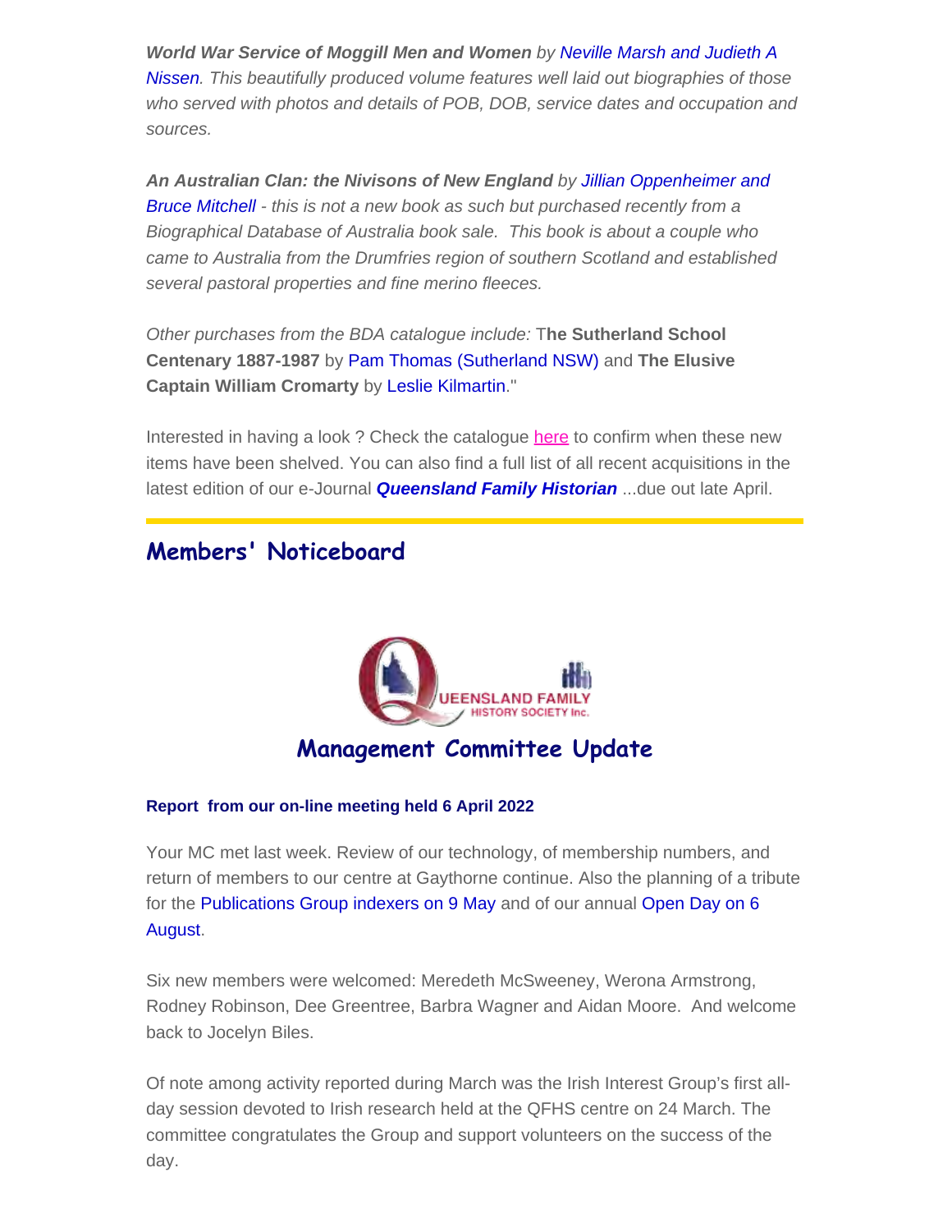***World War Service of Moggill Men and Women*** *by Neville Marsh and Judieth A Nissen. This beautifully produced volume features well laid out biographies of those who served with photos and details of POB, DOB, service dates and occupation and sources.*

***An Australian Clan: the Nivisons of New England*** *by Jillian Oppenheimer and Bruce Mitchell - this is not a new book as such but purchased recently from a Biographical Database of Australia book sale. This book is about a couple who came to Australia from the Drumfries region of southern Scotland and established several pastoral properties and fine merino fleeces.*

*Other purchases from the BDA catalogue include:* T**he Sutherland School Centenary 1887-1987** by Pam Thomas (Sutherland NSW) and **The Elusive Captain William Cromarty** by Leslie Kilmartin."

Interested in having a look ? Check the catalogue here to confirm when these new items have been shelved. You can also find a full list of all recent acquisitions in the latest edition of our e-Journal ***Queensland Family Historian*** ...due out late April.

## Members' Noticeboard

QUEENSLAND FAMILY HISTORY SOCIETY Inc.

### Management Committee Update

**Report from our on-line meeting held 6 April 2022**

Your MC met last week. Review of our technology, of membership numbers, and return of members to our centre at Gaythorne continue. Also the planning of a tribute for the Publications Group indexers on 9 May and of our annual Open Day on 6 August.

Six new members were welcomed: Meredeth McSweeney, Werona Armstrong, Rodney Robinson, Dee Greentree, Barbra Wagner and Aidan Moore. And welcome back to Jocelyn Biles.

Of note among activity reported during March was the Irish Interest Group's first all-day session devoted to Irish research held at the QFHS centre on 24 March. The committee congratulates the Group and support volunteers on the success of the day.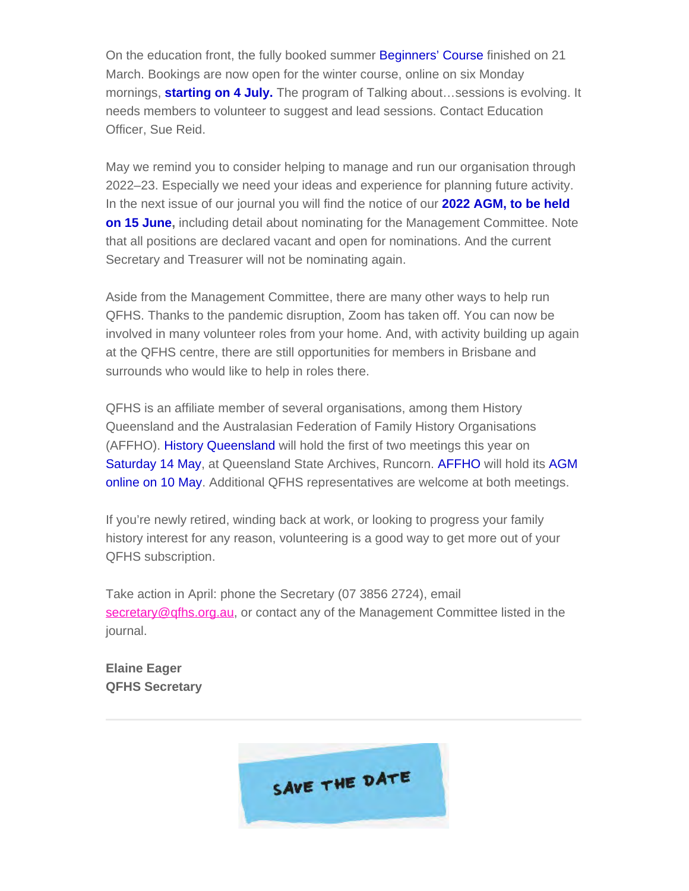On the education front, the fully booked summer Beginners' Course finished on 21 March. Bookings are now open for the winter course, online on six Monday mornings, **starting on 4 July.** The program of Talking about…sessions is evolving. It needs members to volunteer to suggest and lead sessions. Contact Education Officer, Sue Reid.

May we remind you to consider helping to manage and run our organisation through 2022–23. Especially we need your ideas and experience for planning future activity. In the next issue of our journal you will find the notice of our **2022 AGM, to be held on 15 June,** including detail about nominating for the Management Committee. Note that all positions are declared vacant and open for nominations. And the current Secretary and Treasurer will not be nominating again.

Aside from the Management Committee, there are many other ways to help run QFHS. Thanks to the pandemic disruption, Zoom has taken off. You can now be involved in many volunteer roles from your home. And, with activity building up again at the QFHS centre, there are still opportunities for members in Brisbane and surrounds who would like to help in roles there.

QFHS is an affiliate member of several organisations, among them History Queensland and the Australasian Federation of Family History Organisations (AFFHO). History Queensland will hold the first of two meetings this year on Saturday 14 May, at Queensland State Archives, Runcorn. AFFHO will hold its AGM online on 10 May. Additional QFHS representatives are welcome at both meetings.

If you're newly retired, winding back at work, or looking to progress your family history interest for any reason, volunteering is a good way to get more out of your QFHS subscription.

Take action in April: phone the Secretary (07 3856 2724), email secretary@qfhs.org.au, or contact any of the Management Committee listed in the journal.

**Elaine Eager**
**QFHS Secretary**

---

SAVE THE DATE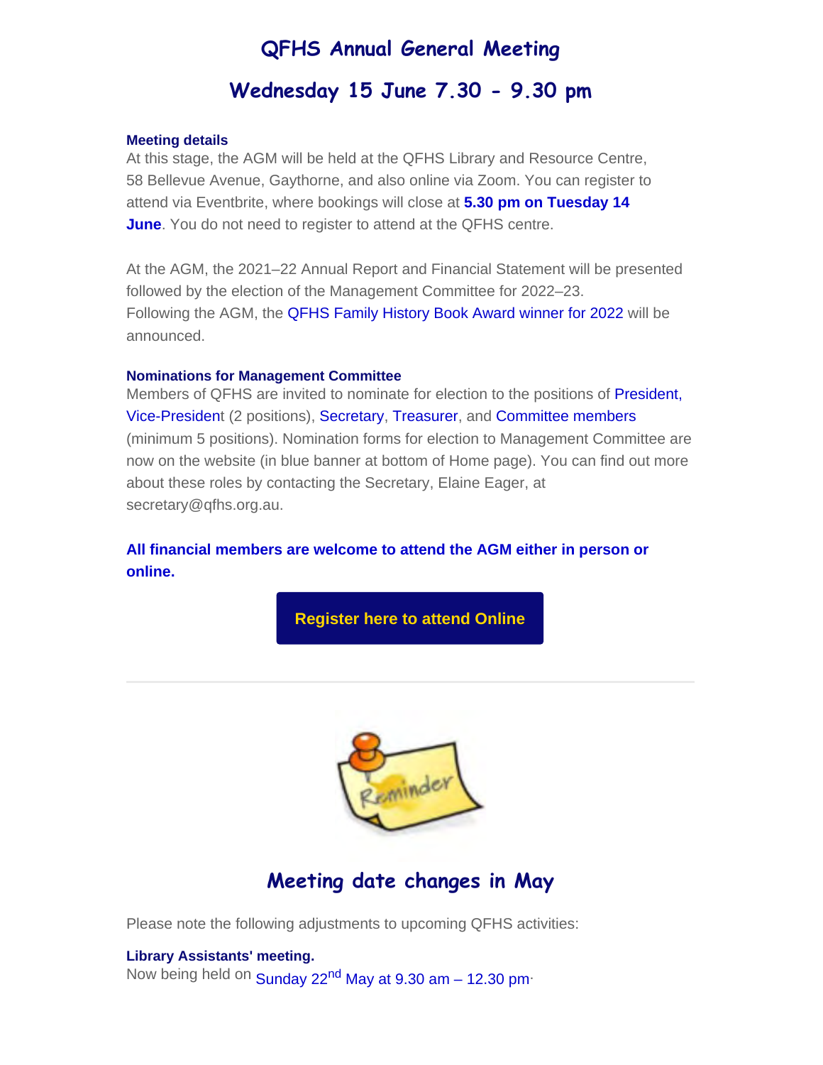# QFHS Annual General Meeting

# Wednesday 15 June 7.30 - 9.30 pm

**Meeting details**

At this stage, the AGM will be held at the QFHS Library and Resource Centre, 58 Bellevue Avenue, Gaythorne, and also online via Zoom. You can register to attend via Eventbrite, where bookings will close at **5.30 pm on Tuesday 14 June**. You do not need to register to attend at the QFHS centre.

At the AGM, the 2021–22 Annual Report and Financial Statement will be presented followed by the election of the Management Committee for 2022–23. Following the AGM, the QFHS Family History Book Award winner for 2022 will be announced.

**Nominations for Management Committee**

Members of QFHS are invited to nominate for election to the positions of President, Vice-President (2 positions), Secretary, Treasurer, and Committee members (minimum 5 positions). Nomination forms for election to Management Committee are now on the website (in blue banner at bottom of Home page). You can find out more about these roles by contacting the Secretary, Elaine Eager, at secretary@qfhs.org.au.

**All financial members are welcome to attend the AGM either in person or online.**

**Register here to attend Online**

---

## Meeting date changes in May

Please note the following adjustments to upcoming QFHS activities:

**Library Assistants' meeting.**

Now being held on Sunday 22nd May at 9.30 am – 12.30 pm.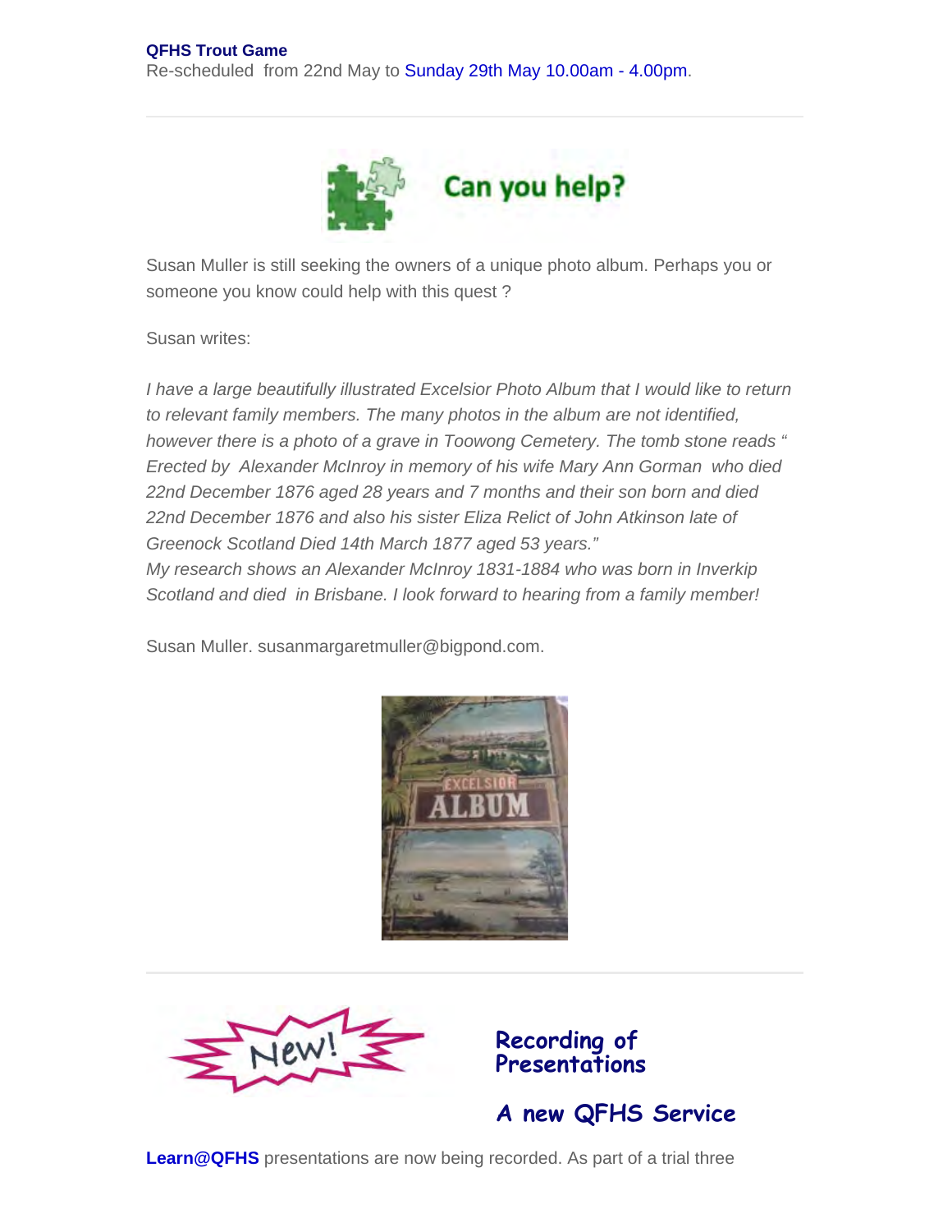**QFHS Trout Game**

Re-scheduled from 22nd May to Sunday 29th May 10.00am - 4.00pm.

---

## Can you help?

Susan Muller is still seeking the owners of a unique photo album. Perhaps you or someone you know could help with this quest ?

Susan writes:

*I have a large beautifully illustrated Excelsior Photo Album that I would like to return to relevant family members. The many photos in the album are not identified, however there is a photo of a grave in Toowong Cemetery. The tomb stone reads " Erected by Alexander McInroy in memory of his wife Mary Ann Gorman who died 22nd December 1876 aged 28 years and 7 months and their son born and died 22nd December 1876 and also his sister Eliza Relict of John Atkinson late of Greenock Scotland Died 14th March 1877 aged 53 years."*
*My research shows an Alexander McInroy 1831-1884 who was born in Inverkip Scotland and died in Brisbane. I look forward to hearing from a family member!*

Susan Muller. susanmargaretmuller@bigpond.com.

---

New!

## Recording of Presentations

## A new QFHS Service

**Learn@QFHS** presentations are now being recorded. As part of a trial three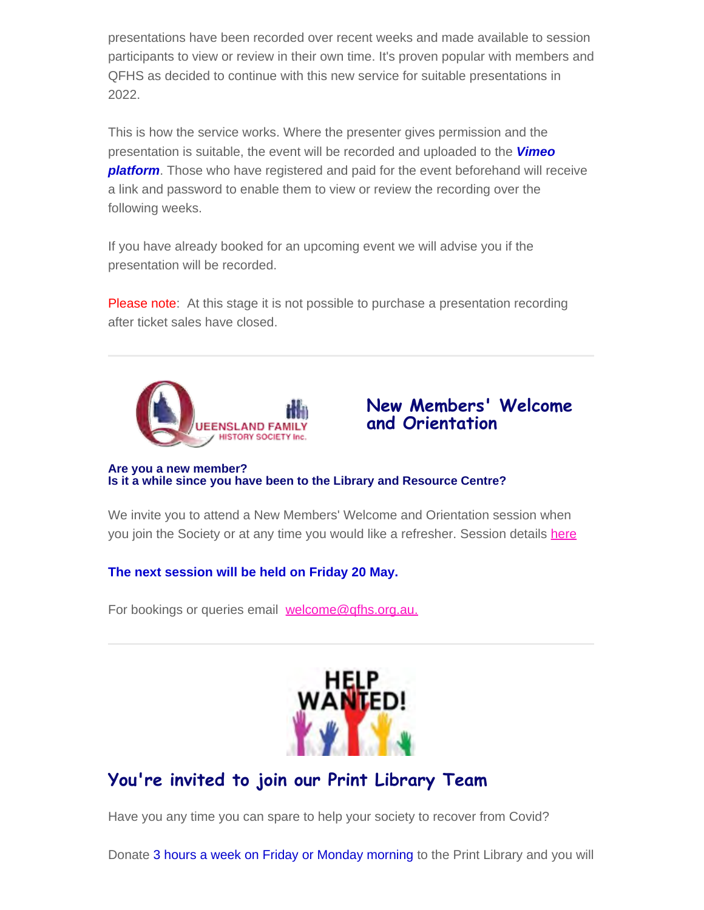presentations have been recorded over recent weeks and made available to session participants to view or review in their own time. It's proven popular with members and QFHS as decided to continue with this new service for suitable presentations in 2022.

This is how the service works. Where the presenter gives permission and the presentation is suitable, the event will be recorded and uploaded to the ***Vimeo platform***. Those who have registered and paid for the event beforehand will receive a link and password to enable them to view or review the recording over the following weeks.

If you have already booked for an upcoming event we will advise you if the presentation will be recorded.

Please note: At this stage it is not possible to purchase a presentation recording after ticket sales have closed.

---

## New Members' Welcome and Orientation

**Are you a new member?**
**Is it a while since you have been to the Library and Resource Centre?**

We invite you to attend a New Members' Welcome and Orientation session when you join the Society or at any time you would like a refresher. Session details here

**The next session will be held on Friday 20 May.**

For bookings or queries email welcome@qfhs.org.au.

---

## You're invited to join our Print Library Team

Have you any time you can spare to help your society to recover from Covid?

Donate 3 hours a week on Friday or Monday morning to the Print Library and you will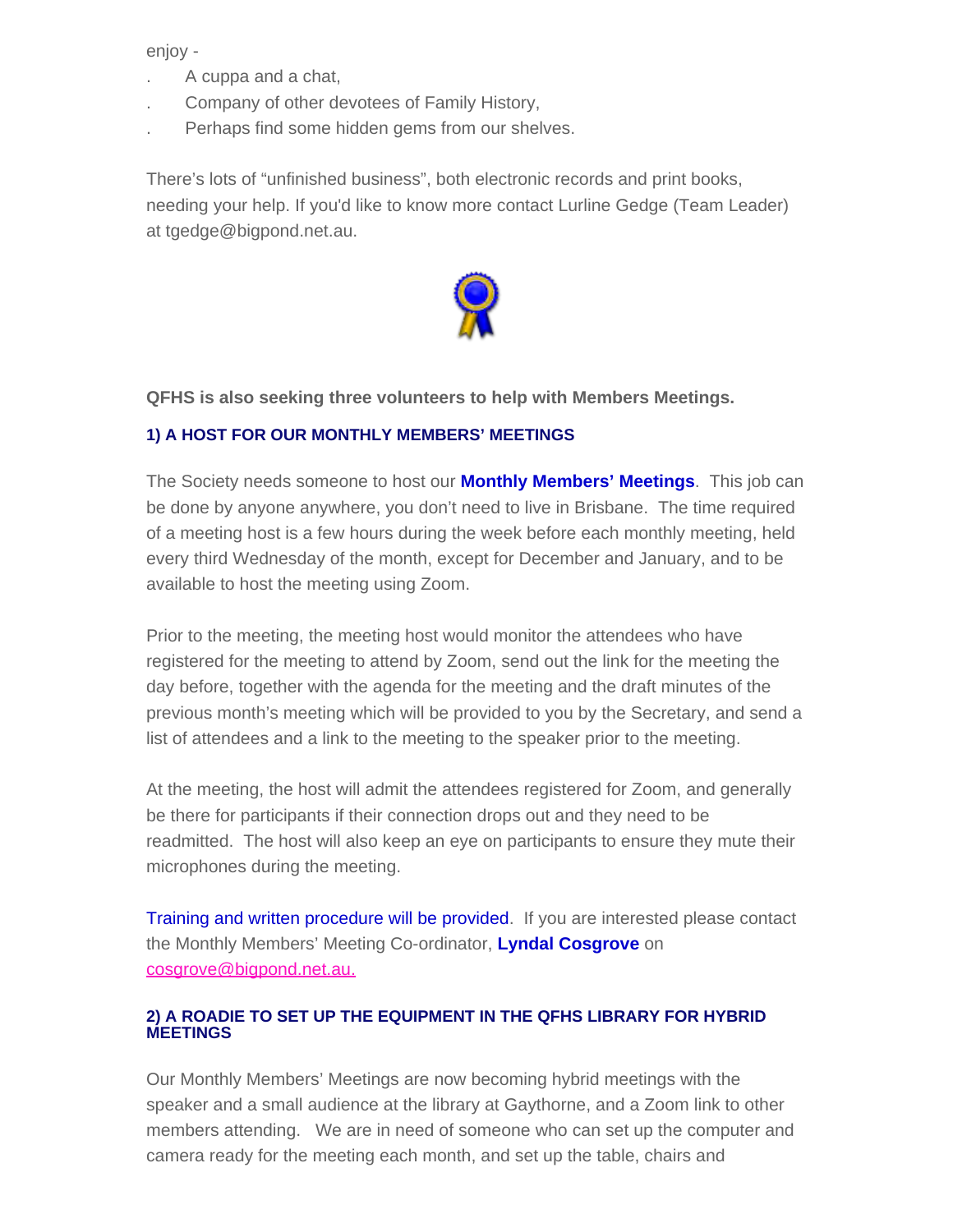enjoy -

. A cuppa and a chat,

. Company of other devotees of Family History,

. Perhaps find some hidden gems from our shelves.

There's lots of "unfinished business", both electronic records and print books, needing your help. If you'd like to know more contact Lurline Gedge (Team Leader) at tgedge@bigpond.net.au.

**QFHS is also seeking three volunteers to help with Members Meetings.**

### 1) A HOST FOR OUR MONTHLY MEMBERS' MEETINGS

The Society needs someone to host our **Monthly Members' Meetings**. This job can be done by anyone anywhere, you don't need to live in Brisbane. The time required of a meeting host is a few hours during the week before each monthly meeting, held every third Wednesday of the month, except for December and January, and to be available to host the meeting using Zoom.

Prior to the meeting, the meeting host would monitor the attendees who have registered for the meeting to attend by Zoom, send out the link for the meeting the day before, together with the agenda for the meeting and the draft minutes of the previous month's meeting which will be provided to you by the Secretary, and send a list of attendees and a link to the meeting to the speaker prior to the meeting.

At the meeting, the host will admit the attendees registered for Zoom, and generally be there for participants if their connection drops out and they need to be readmitted. The host will also keep an eye on participants to ensure they mute their microphones during the meeting.

Training and written procedure will be provided. If you are interested please contact the Monthly Members' Meeting Co-ordinator, **Lyndal Cosgrove** on cosgrove@bigpond.net.au.

### 2) A ROADIE TO SET UP THE EQUIPMENT IN THE QFHS LIBRARY FOR HYBRID MEETINGS

Our Monthly Members' Meetings are now becoming hybrid meetings with the speaker and a small audience at the library at Gaythorne, and a Zoom link to other members attending. We are in need of someone who can set up the computer and camera ready for the meeting each month, and set up the table, chairs and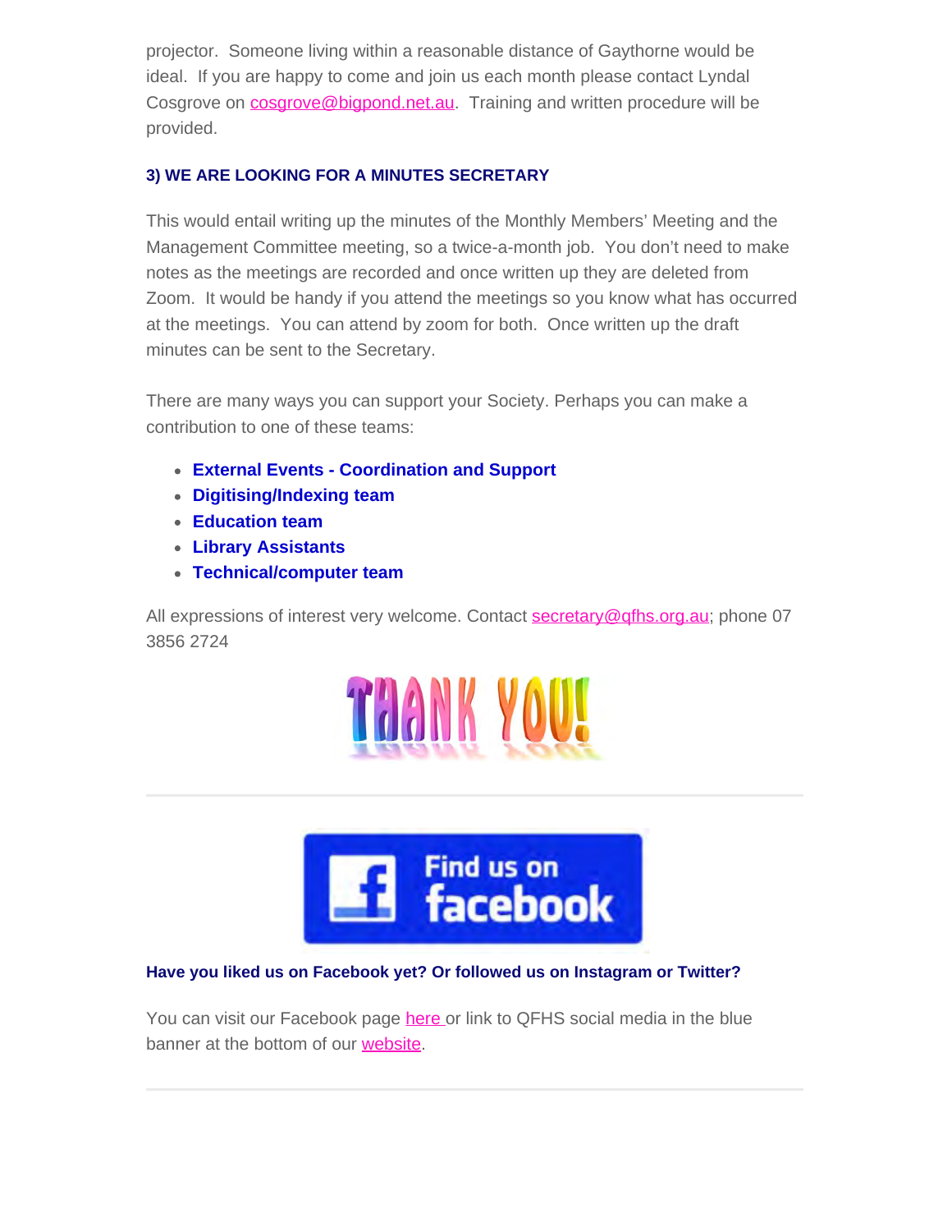projector. Someone living within a reasonable distance of Gaythorne would be ideal. If you are happy to come and join us each month please contact Lyndal Cosgrove on cosgrove@bigpond.net.au. Training and written procedure will be provided.

### 3) WE ARE LOOKING FOR A MINUTES SECRETARY

This would entail writing up the minutes of the Monthly Members' Meeting and the Management Committee meeting, so a twice-a-month job. You don't need to make notes as the meetings are recorded and once written up they are deleted from Zoom. It would be handy if you attend the meetings so you know what has occurred at the meetings. You can attend by zoom for both. Once written up the draft minutes can be sent to the Secretary.

There are many ways you can support your Society. Perhaps you can make a contribution to one of these teams:

- **External Events - Coordination and Support**
- **Digitising/Indexing team**
- **Education team**
- **Library Assistants**
- **Technical/computer team**

All expressions of interest very welcome. Contact secretary@qfhs.org.au; phone 07 3856 2724

THANK YOU!

---

Find us on facebook

### Have you liked us on Facebook yet? Or followed us on Instagram or Twitter?

You can visit our Facebook page here or link to QFHS social media in the blue banner at the bottom of our website.

---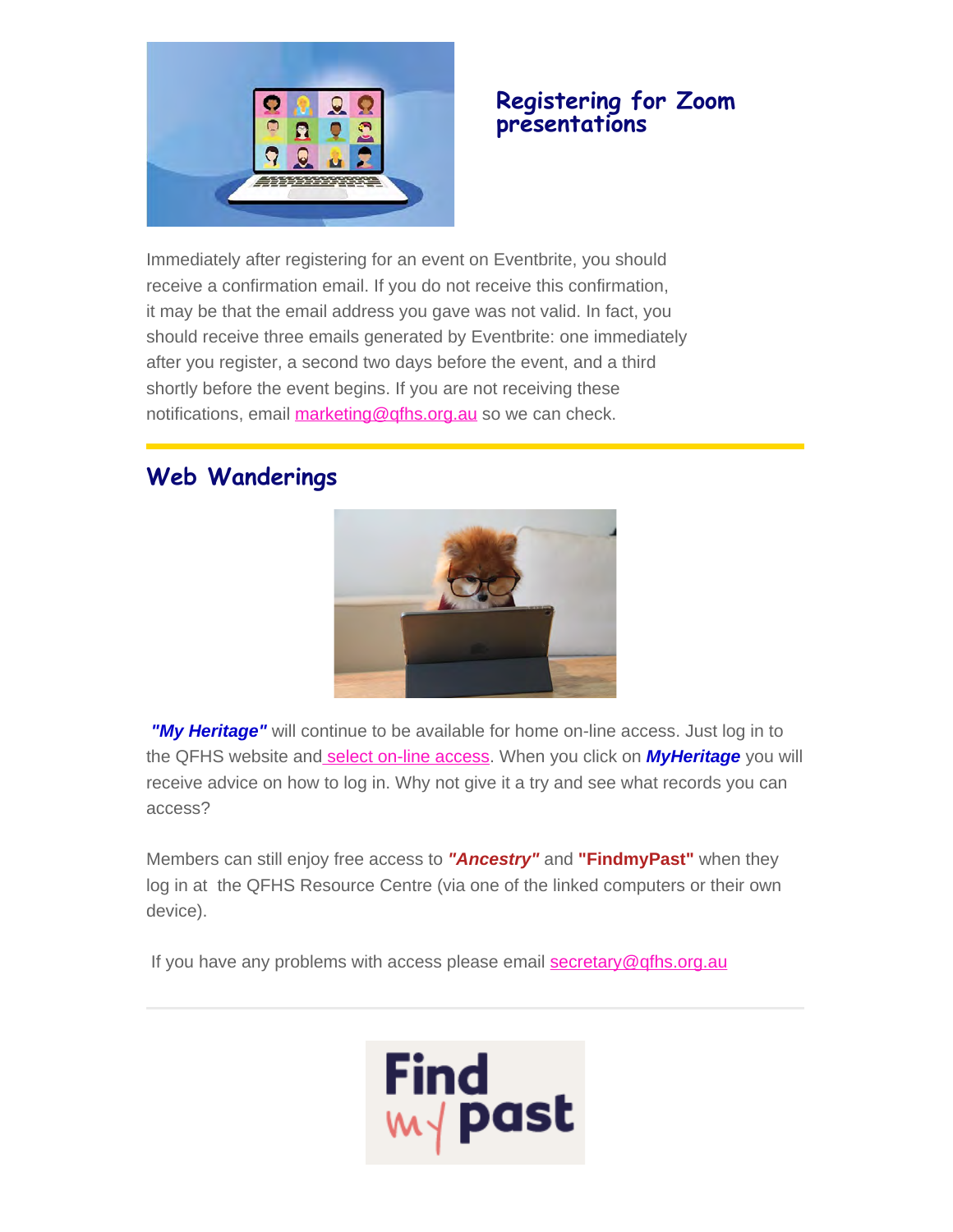## Registering for Zoom presentations

Immediately after registering for an event on Eventbrite, you should receive a confirmation email. If you do not receive this confirmation, it may be that the email address you gave was not valid. In fact, you should receive three emails generated by Eventbrite: one immediately after you register, a second two days before the event, and a third shortly before the event begins. If you are not receiving these notifications, email marketing@qfhs.org.au so we can check.

## Web Wanderings

***"My Heritage"*** will continue to be available for home on-line access. Just log in to the QFHS website and select on-line access. When you click on ***MyHeritage*** you will receive advice on how to log in. Why not give it a try and see what records you can access?

Members can still enjoy free access to ***"Ancestry"*** and **"FindmyPast"** when they log in at the QFHS Resource Centre (via one of the linked computers or their own device).

If you have any problems with access please email secretary@qfhs.org.au

Find my past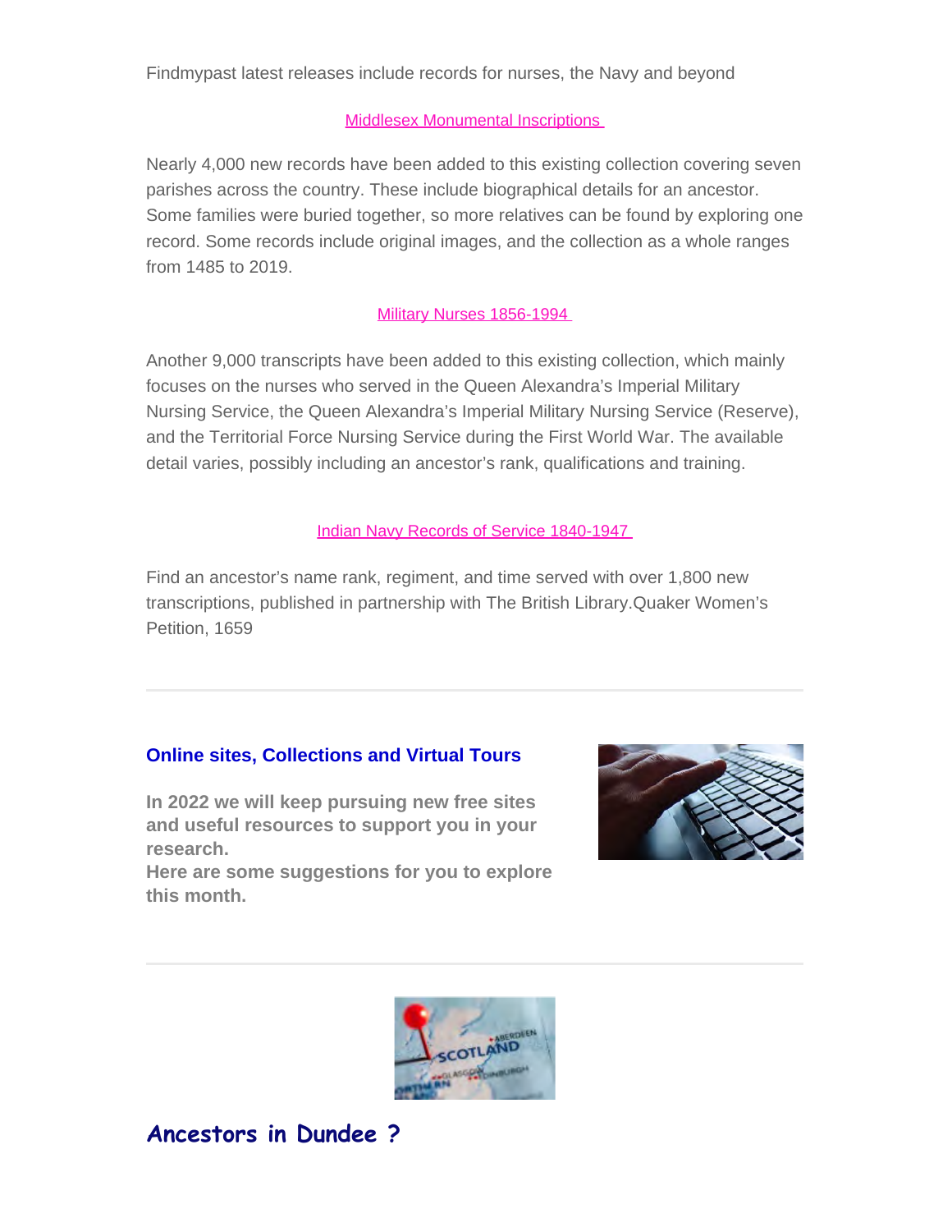Findmypast latest releases include records for nurses, the Navy and beyond

Middlesex Monumental Inscriptions

Nearly 4,000 new records have been added to this existing collection covering seven parishes across the country. These include biographical details for an ancestor. Some families were buried together, so more relatives can be found by exploring one record. Some records include original images, and the collection as a whole ranges from 1485 to 2019.

Military Nurses 1856-1994

Another 9,000 transcripts have been added to this existing collection, which mainly focuses on the nurses who served in the Queen Alexandra's Imperial Military Nursing Service, the Queen Alexandra's Imperial Military Nursing Service (Reserve), and the Territorial Force Nursing Service during the First World War. The available detail varies, possibly including an ancestor's rank, qualifications and training.

Indian Navy Records of Service 1840-1947

Find an ancestor's name rank, regiment, and time served with over 1,800 new transcriptions, published in partnership with The British Library.Quaker Women's Petition, 1659

---

## Online sites, Collections and Virtual Tours

**In 2022 we will keep pursuing new free sites and useful resources to support you in your research.**
**Here are some suggestions for you to explore this month.**

---

## Ancestors in Dundee ?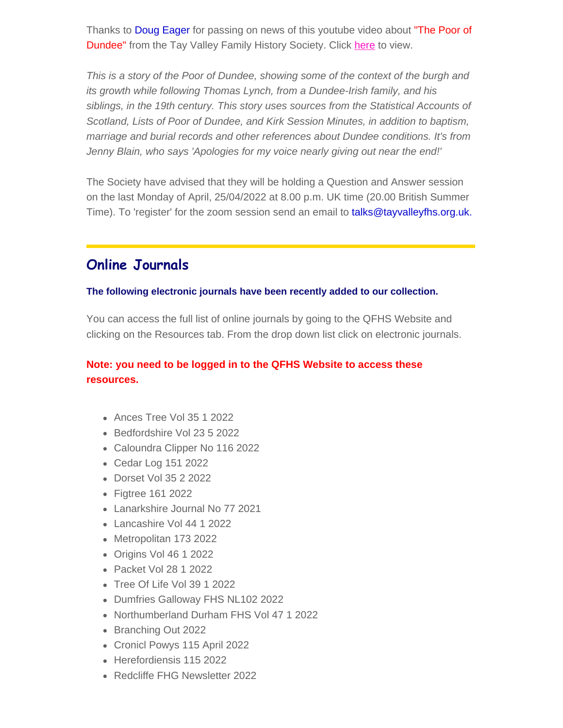Thanks to Doug Eager for passing on news of this youtube video about "The Poor of Dundee" from the Tay Valley Family History Society. Click here to view.

*This is a story of the Poor of Dundee, showing some of the context of the burgh and its growth while following Thomas Lynch, from a Dundee-Irish family, and his siblings, in the 19th century. This story uses sources from the Statistical Accounts of Scotland, Lists of Poor of Dundee, and Kirk Session Minutes, in addition to baptism, marriage and burial records and other references about Dundee conditions. It's from Jenny Blain, who says 'Apologies for my voice nearly giving out near the end!'*

The Society have advised that they will be holding a Question and Answer session on the last Monday of April, 25/04/2022 at 8.00 p.m. UK time (20.00 British Summer Time). To 'register' for the zoom session send an email to talks@tayvalleyfhs.org.uk.

---

## Online Journals

**The following electronic journals have been recently added to our collection.**

You can access the full list of online journals by going to the QFHS Website and clicking on the Resources tab. From the drop down list click on electronic journals.

**Note: you need to be logged in to the QFHS Website to access these resources.**

- Ances Tree Vol 35 1 2022
- Bedfordshire Vol 23 5 2022
- Caloundra Clipper No 116 2022
- Cedar Log 151 2022
- Dorset Vol 35 2 2022
- Figtree 161 2022
- Lanarkshire Journal No 77 2021
- Lancashire Vol 44 1 2022
- Metropolitan 173 2022
- Origins Vol 46 1 2022
- Packet Vol 28 1 2022
- Tree Of Life Vol 39 1 2022
- Dumfries Galloway FHS NL102 2022
- Northumberland Durham FHS Vol 47 1 2022
- Branching Out 2022
- Cronicl Powys 115 April 2022
- Herefordiensis 115 2022
- Redcliffe FHG Newsletter 2022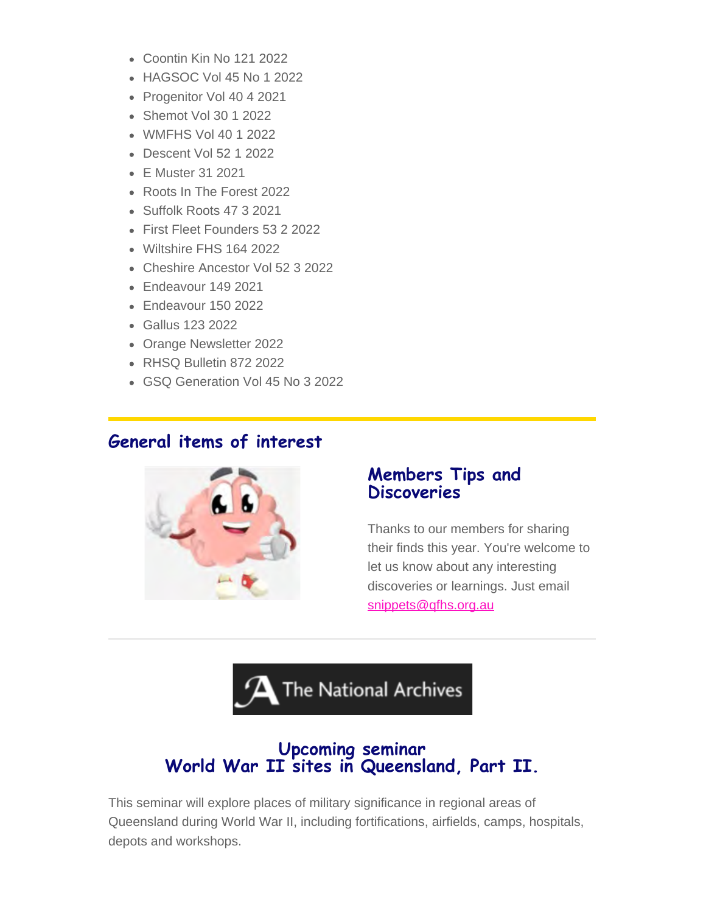- Coontin Kin No 121 2022
- HAGSOC Vol 45 No 1 2022
- Progenitor Vol 40 4 2021
- Shemot Vol 30 1 2022
- WMFHS Vol 40 1 2022
- Descent Vol 52 1 2022
- E Muster 31 2021
- Roots In The Forest 2022
- Suffolk Roots 47 3 2021
- First Fleet Founders 53 2 2022
- Wiltshire FHS 164 2022
- Cheshire Ancestor Vol 52 3 2022
- Endeavour 149 2021
- Endeavour 150 2022
- Gallus 123 2022
- Orange Newsletter 2022
- RHSQ Bulletin 872 2022
- GSQ Generation Vol 45 No 3 2022

## General items of interest

### Members Tips and Discoveries

Thanks to our members for sharing their finds this year. You're welcome to let us know about any interesting discoveries or learnings. Just email snippets@qfhs.org.au

The National Archives

### Upcoming seminar
### World War II sites in Queensland, Part II.

This seminar will explore places of military significance in regional areas of Queensland during World War II, including fortifications, airfields, camps, hospitals, depots and workshops.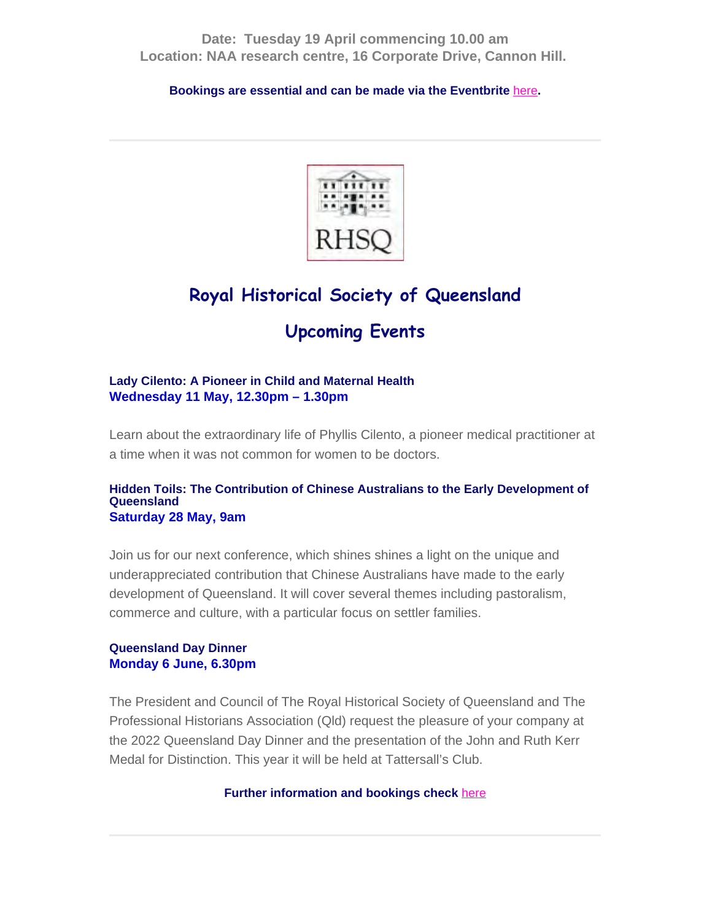**Date: Tuesday 19 April commencing 10.00 am**
**Location: NAA research centre, 16 Corporate Drive, Cannon Hill.**

**Bookings are essential and can be made via the Eventbrite here.**

---

RHSQ

# Royal Historical Society of Queensland

## Upcoming Events

**Lady Cilento: A Pioneer in Child and Maternal Health**
**Wednesday 11 May, 12.30pm – 1.30pm**

Learn about the extraordinary life of Phyllis Cilento, a pioneer medical practitioner at a time when it was not common for women to be doctors.

**Hidden Toils: The Contribution of Chinese Australians to the Early Development of Queensland**
**Saturday 28 May, 9am**

Join us for our next conference, which shines shines a light on the unique and underappreciated contribution that Chinese Australians have made to the early development of Queensland. It will cover several themes including pastoralism, commerce and culture, with a particular focus on settler families.

**Queensland Day Dinner**
**Monday 6 June, 6.30pm**

The President and Council of The Royal Historical Society of Queensland and The Professional Historians Association (Qld) request the pleasure of your company at the 2022 Queensland Day Dinner and the presentation of the John and Ruth Kerr Medal for Distinction. This year it will be held at Tattersall's Club.

**Further information and bookings check here**

---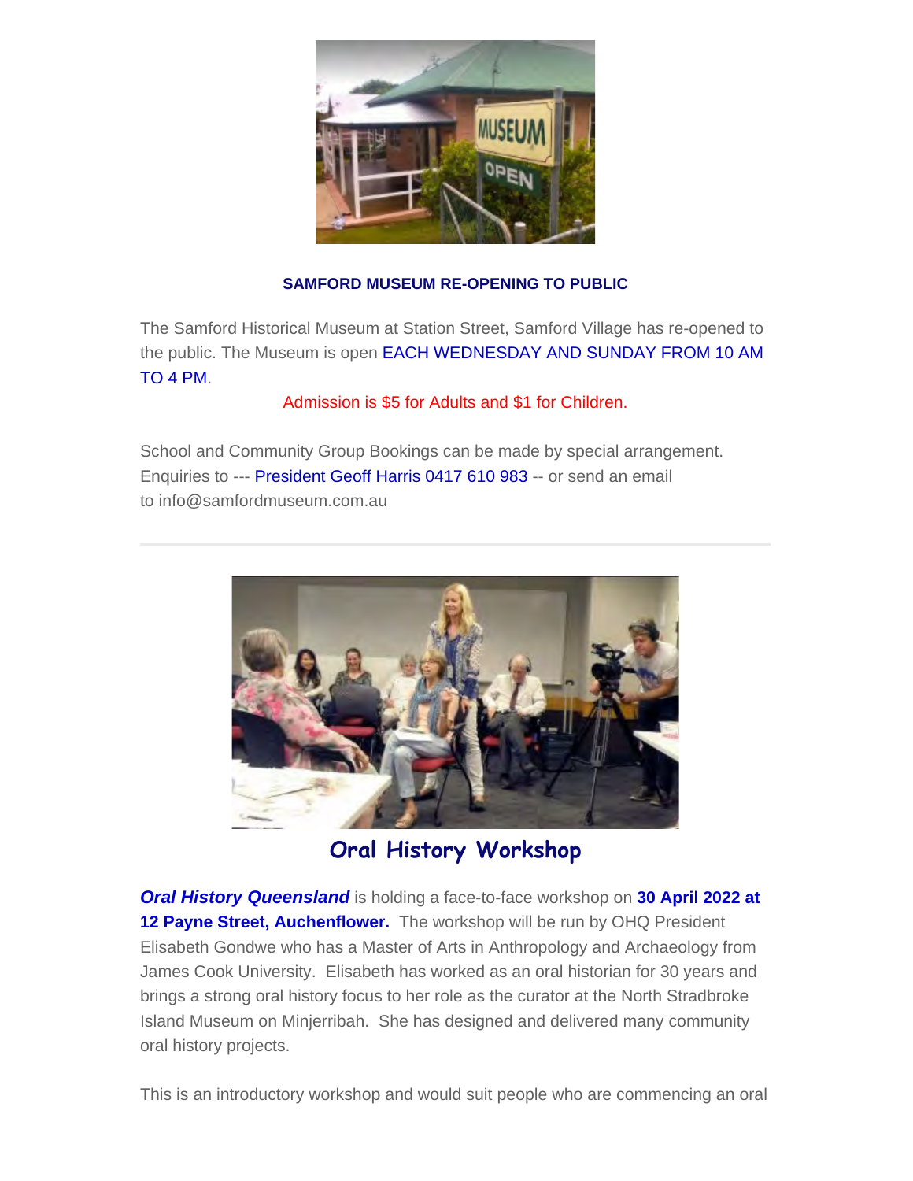**SAMFORD MUSEUM RE-OPENING TO PUBLIC**

The Samford Historical Museum at Station Street, Samford Village has re-opened to the public. The Museum is open EACH WEDNESDAY AND SUNDAY FROM 10 AM TO 4 PM.

Admission is $5 for Adults and $1 for Children.

School and Community Group Bookings can be made by special arrangement. Enquiries to --- President Geoff Harris 0417 610 983 -- or send an email to info@samfordmuseum.com.au

---

## Oral History Workshop

***Oral History Queensland*** is holding a face-to-face workshop on **30 April 2022 at 12 Payne Street, Auchenflower.** The workshop will be run by OHQ President Elisabeth Gondwe who has a Master of Arts in Anthropology and Archaeology from James Cook University. Elisabeth has worked as an oral historian for 30 years and brings a strong oral history focus to her role as the curator at the North Stradbroke Island Museum on Minjerribah. She has designed and delivered many community oral history projects.

This is an introductory workshop and would suit people who are commencing an oral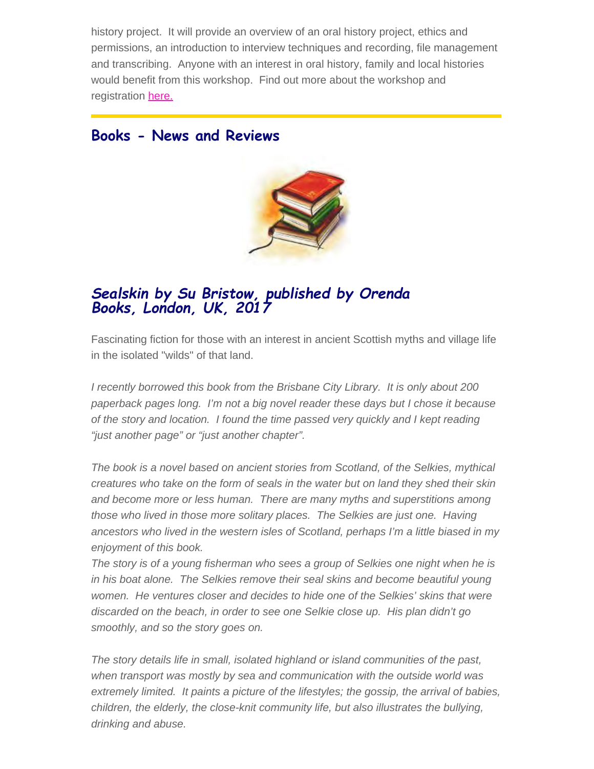history project. It will provide an overview of an oral history project, ethics and permissions, an introduction to interview techniques and recording, file management and transcribing. Anyone with an interest in oral history, family and local histories would benefit from this workshop. Find out more about the workshop and registration here.

## Books - News and Reviews

### *Sealskin by Su Bristow, published by Orenda Books, London, UK, 2017*

Fascinating fiction for those with an interest in ancient Scottish myths and village life in the isolated "wilds" of that land.

*I recently borrowed this book from the Brisbane City Library. It is only about 200 paperback pages long. I'm not a big novel reader these days but I chose it because of the story and location. I found the time passed very quickly and I kept reading "just another page" or "just another chapter".*

*The book is a novel based on ancient stories from Scotland, of the Selkies, mythical creatures who take on the form of seals in the water but on land they shed their skin and become more or less human. There are many myths and superstitions among those who lived in those more solitary places. The Selkies are just one. Having ancestors who lived in the western isles of Scotland, perhaps I'm a little biased in my enjoyment of this book.*
*The story is of a young fisherman who sees a group of Selkies one night when he is in his boat alone. The Selkies remove their seal skins and become beautiful young women. He ventures closer and decides to hide one of the Selkies' skins that were discarded on the beach, in order to see one Selkie close up. His plan didn't go smoothly, and so the story goes on.*

*The story details life in small, isolated highland or island communities of the past, when transport was mostly by sea and communication with the outside world was extremely limited. It paints a picture of the lifestyles; the gossip, the arrival of babies, children, the elderly, the close-knit community life, but also illustrates the bullying, drinking and abuse.*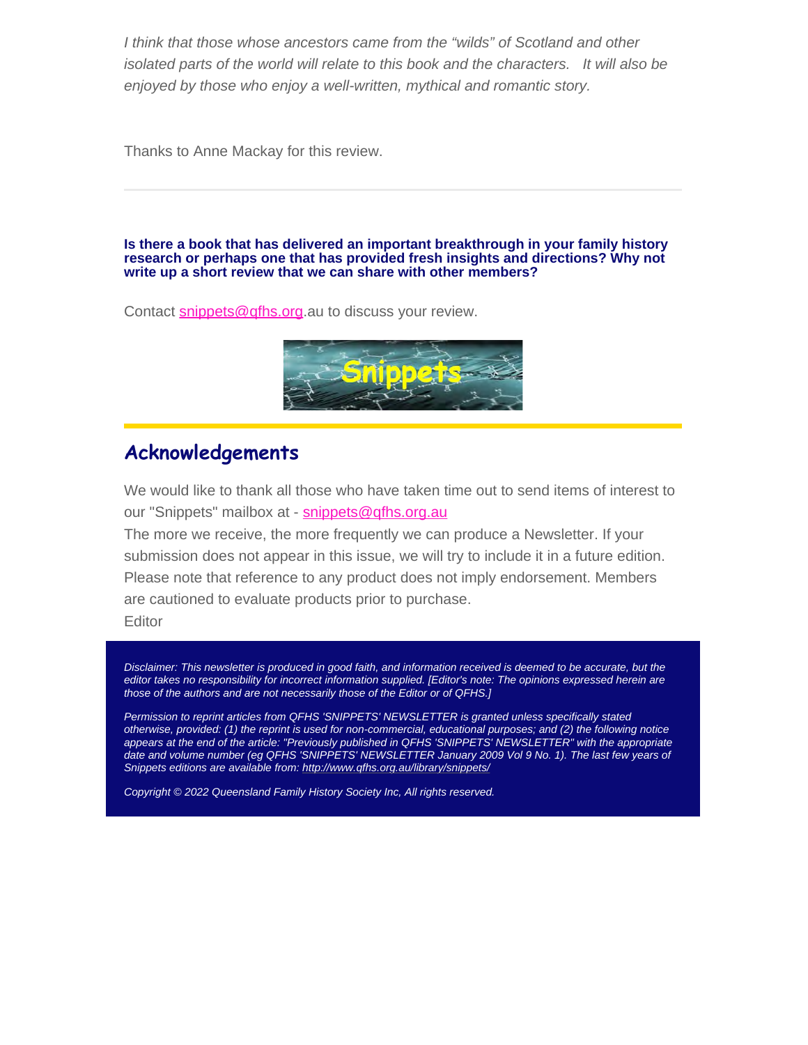*I think that those whose ancestors came from the "wilds" of Scotland and other isolated parts of the world will relate to this book and the characters.   It will also be enjoyed by those who enjoy a well-written, mythical and romantic story.*

Thanks to Anne Mackay for this review.

---

**Is there a book that has delivered an important breakthrough in your family history research or perhaps one that has provided fresh insights and directions? Why not write up a short review that we can share with other members?**

Contact snippets@qfhs.org.au to discuss your review.

Snippets

---

## Acknowledgements

We would like to thank all those who have taken time out to send items of interest to our "Snippets" mailbox at - snippets@qfhs.org.au

The more we receive, the more frequently we can produce a Newsletter. If your submission does not appear in this issue, we will try to include it in a future edition. Please note that reference to any product does not imply endorsement. Members are cautioned to evaluate products prior to purchase.

Editor

*Disclaimer: This newsletter is produced in good faith, and information received is deemed to be accurate, but the editor takes no responsibility for incorrect information supplied. [Editor's note: The opinions expressed herein are those of the authors and are not necessarily those of the Editor or of QFHS.]*

*Permission to reprint articles from QFHS 'SNIPPETS' NEWSLETTER is granted unless specifically stated otherwise, provided: (1) the reprint is used for non-commercial, educational purposes; and (2) the following notice appears at the end of the article: "Previously published in QFHS 'SNIPPETS' NEWSLETTER" with the appropriate date and volume number (eg QFHS 'SNIPPETS' NEWSLETTER January 2009 Vol 9 No. 1). The last few years of Snippets editions are available from: http://www.qfhs.org.au/library/snippets/*

*Copyright © 2022 Queensland Family History Society Inc, All rights reserved.*